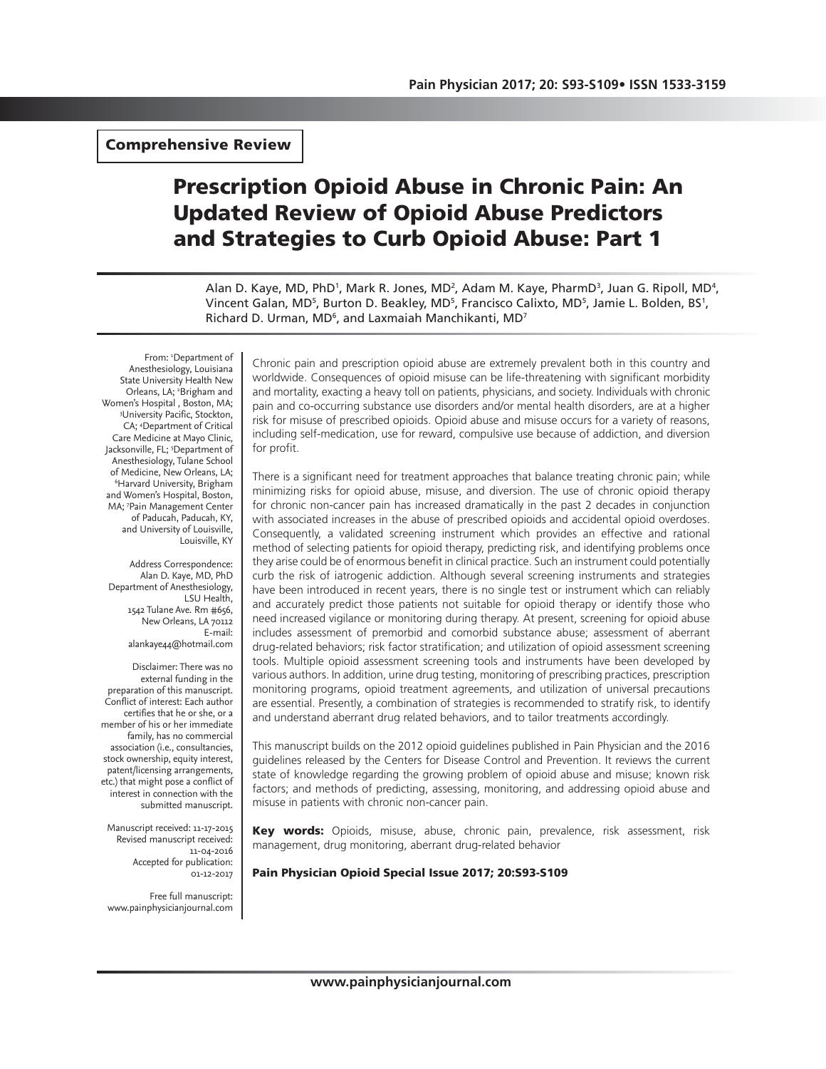**Comprehensive Review**

# Prescription Opioid Abuse in Chronic Pain: An Updated Review of Opioid Abuse Predictors and Strategies to Curb Opioid Abuse: Part 1

Alan D. Kaye, MD, PhD[1], Mark R. Jones, MD[2], Adam M. Kaye, PharmD[3], Juan G. Ripoll, MD[4], Vincent Galan, MD[5], Burton D. Beakley, MD[5], Francisco Calixto, MD[5], Jamie L. Bolden, BS[1], Richard D. Urman, MD[6], and Laxmaiah Manchikanti, MD[7]

From: [1]Department of Anesthesiology, Louisiana State University Health New Orleans, LA; [2]Brigham and Women's Hospital , Boston, MA; [3]University Pacific, Stockton, CA; [4]Department of Critical Care Medicine at Mayo Clinic, Jacksonville, FL; [5]Department of Anesthesiology, Tulane School of Medicine, New Orleans, LA; [6]Harvard University, Brigham and Women's Hospital, Boston, MA; [7]Pain Management Center of Paducah, Paducah, KY, and University of Louisville, Louisville, KY

Address Correspondence:
Alan D. Kaye, MD, PhD
Department of Anesthesiology, LSU Health,
1542 Tulane Ave. Rm #656,
New Orleans, LA 70112
E-mail: alankaye44@hotmail.com

Disclaimer: There was no external funding in the preparation of this manuscript. Conflict of interest: Each author certifies that he or she, or a member of his or her immediate family, has no commercial association (i.e., consultancies, stock ownership, equity interest, patent/licensing arrangements, etc.) that might pose a conflict of interest in connection with the submitted manuscript.

Manuscript received: 11-17-2015
Revised manuscript received: 11-04-2016
Accepted for publication: 01-12-2017

Free full manuscript: www.painphysicianjournal.com

Chronic pain and prescription opioid abuse are extremely prevalent both in this country and worldwide. Consequences of opioid misuse can be life-threatening with significant morbidity and mortality, exacting a heavy toll on patients, physicians, and society. Individuals with chronic pain and co-occurring substance use disorders and/or mental health disorders, are at a higher risk for misuse of prescribed opioids. Opioid abuse and misuse occurs for a variety of reasons, including self-medication, use for reward, compulsive use because of addiction, and diversion for profit.

There is a significant need for treatment approaches that balance treating chronic pain; while minimizing risks for opioid abuse, misuse, and diversion. The use of chronic opioid therapy for chronic non-cancer pain has increased dramatically in the past 2 decades in conjunction with associated increases in the abuse of prescribed opioids and accidental opioid overdoses. Consequently, a validated screening instrument which provides an effective and rational method of selecting patients for opioid therapy, predicting risk, and identifying problems once they arise could be of enormous benefit in clinical practice. Such an instrument could potentially curb the risk of iatrogenic addiction. Although several screening instruments and strategies have been introduced in recent years, there is no single test or instrument which can reliably and accurately predict those patients not suitable for opioid therapy or identify those who need increased vigilance or monitoring during therapy. At present, screening for opioid abuse includes assessment of premorbid and comorbid substance abuse; assessment of aberrant drug-related behaviors; risk factor stratification; and utilization of opioid assessment screening tools. Multiple opioid assessment screening tools and instruments have been developed by various authors. In addition, urine drug testing, monitoring of prescribing practices, prescription monitoring programs, opioid treatment agreements, and utilization of universal precautions are essential. Presently, a combination of strategies is recommended to stratify risk, to identify and understand aberrant drug related behaviors, and to tailor treatments accordingly.

This manuscript builds on the 2012 opioid guidelines published in Pain Physician and the 2016 guidelines released by the Centers for Disease Control and Prevention. It reviews the current state of knowledge regarding the growing problem of opioid abuse and misuse; known risk factors; and methods of predicting, assessing, monitoring, and addressing opioid abuse and misuse in patients with chronic non-cancer pain.

**Key words:** Opioids, misuse, abuse, chronic pain, prevalence, risk assessment, risk management, drug monitoring, aberrant drug-related behavior

**Pain Physician Opioid Special Issue 2017; 20:S93-S109**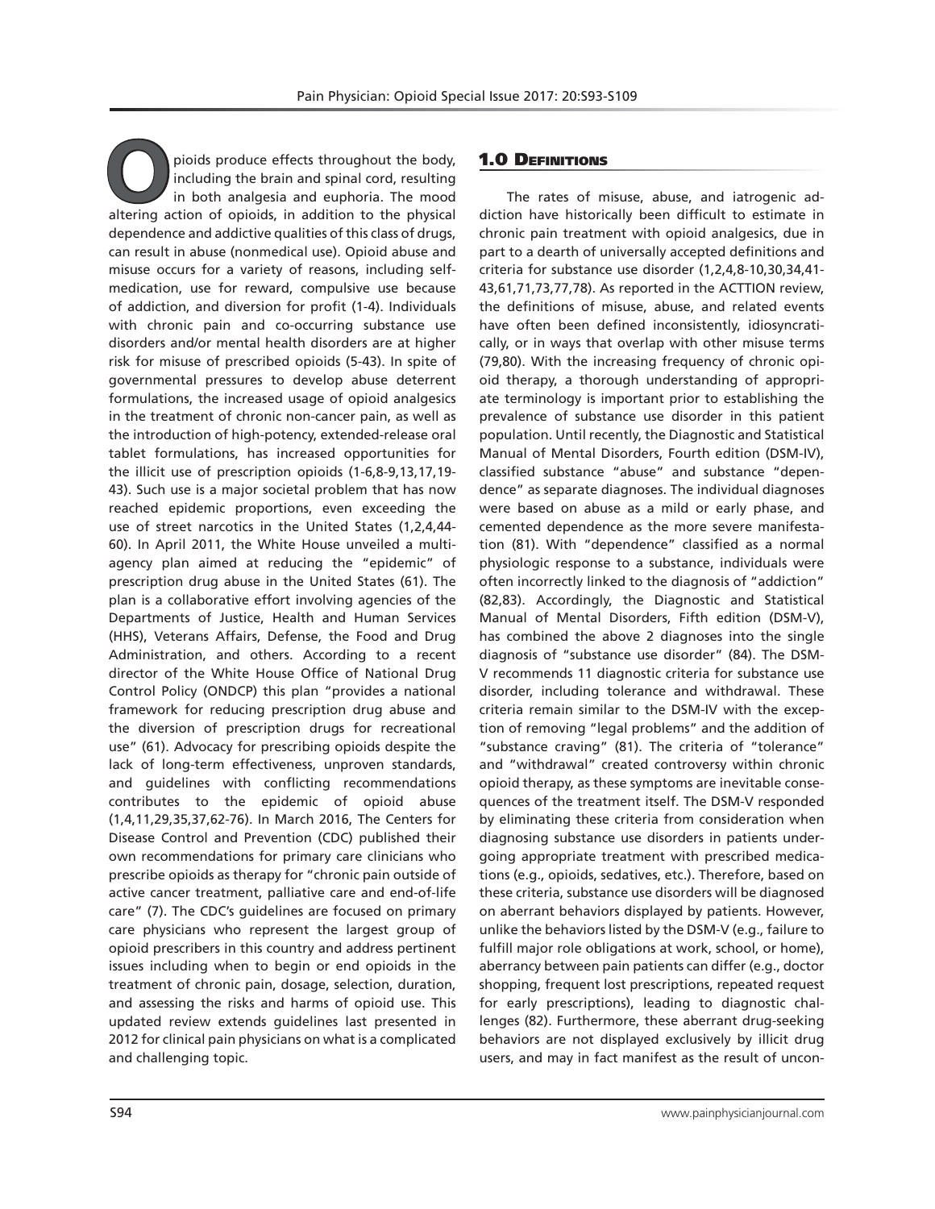Opioids produce effects throughout the body, including the brain and spinal cord, resulting in both analgesia and euphoria. The mood altering action of opioids, in addition to the physical dependence and addictive qualities of this class of drugs, can result in abuse (nonmedical use). Opioid abuse and misuse occurs for a variety of reasons, including self-medication, use for reward, compulsive use because of addiction, and diversion for profit (1-4). Individuals with chronic pain and co-occurring substance use disorders and/or mental health disorders are at higher risk for misuse of prescribed opioids (5-43). In spite of governmental pressures to develop abuse deterrent formulations, the increased usage of opioid analgesics in the treatment of chronic non-cancer pain, as well as the introduction of high-potency, extended-release oral tablet formulations, has increased opportunities for the illicit use of prescription opioids (1-6,8-9,13,17,19-43). Such use is a major societal problem that has now reached epidemic proportions, even exceeding the use of street narcotics in the United States (1,2,4,44-60). In April 2011, the White House unveiled a multi-agency plan aimed at reducing the "epidemic" of prescription drug abuse in the United States (61). The plan is a collaborative effort involving agencies of the Departments of Justice, Health and Human Services (HHS), Veterans Affairs, Defense, the Food and Drug Administration, and others. According to a recent director of the White House Office of National Drug Control Policy (ONDCP) this plan "provides a national framework for reducing prescription drug abuse and the diversion of prescription drugs for recreational use" (61). Advocacy for prescribing opioids despite the lack of long-term effectiveness, unproven standards, and guidelines with conflicting recommendations contributes to the epidemic of opioid abuse (1,4,11,29,35,37,62-76). In March 2016, The Centers for Disease Control and Prevention (CDC) published their own recommendations for primary care clinicians who prescribe opioids as therapy for "chronic pain outside of active cancer treatment, palliative care and end-of-life care" (7). The CDC's guidelines are focused on primary care physicians who represent the largest group of opioid prescribers in this country and address pertinent issues including when to begin or end opioids in the treatment of chronic pain, dosage, selection, duration, and assessing the risks and harms of opioid use. This updated review extends guidelines last presented in 2012 for clinical pain physicians on what is a complicated and challenging topic.

## 1.0 Definitions

The rates of misuse, abuse, and iatrogenic addiction have historically been difficult to estimate in chronic pain treatment with opioid analgesics, due in part to a dearth of universally accepted definitions and criteria for substance use disorder (1,2,4,8-10,30,34,41-43,61,71,73,77,78). As reported in the ACTTION review, the definitions of misuse, abuse, and related events have often been defined inconsistently, idiosyncratically, or in ways that overlap with other misuse terms (79,80). With the increasing frequency of chronic opioid therapy, a thorough understanding of appropriate terminology is important prior to establishing the prevalence of substance use disorder in this patient population. Until recently, the Diagnostic and Statistical Manual of Mental Disorders, Fourth edition (DSM-IV), classified substance "abuse" and substance "dependence" as separate diagnoses. The individual diagnoses were based on abuse as a mild or early phase, and cemented dependence as the more severe manifestation (81). With "dependence" classified as a normal physiologic response to a substance, individuals were often incorrectly linked to the diagnosis of "addiction" (82,83). Accordingly, the Diagnostic and Statistical Manual of Mental Disorders, Fifth edition (DSM-V), has combined the above 2 diagnoses into the single diagnosis of "substance use disorder" (84). The DSM-V recommends 11 diagnostic criteria for substance use disorder, including tolerance and withdrawal. These criteria remain similar to the DSM-IV with the exception of removing "legal problems" and the addition of "substance craving" (81). The criteria of "tolerance" and "withdrawal" created controversy within chronic opioid therapy, as these symptoms are inevitable consequences of the treatment itself. The DSM-V responded by eliminating these criteria from consideration when diagnosing substance use disorders in patients undergoing appropriate treatment with prescribed medications (e.g., opioids, sedatives, etc.). Therefore, based on these criteria, substance use disorders will be diagnosed on aberrant behaviors displayed by patients. However, unlike the behaviors listed by the DSM-V (e.g., failure to fulfill major role obligations at work, school, or home), aberrancy between pain patients can differ (e.g., doctor shopping, frequent lost prescriptions, repeated request for early prescriptions), leading to diagnostic challenges (82). Furthermore, these aberrant drug-seeking behaviors are not displayed exclusively by illicit drug users, and may in fact manifest as the result of uncon-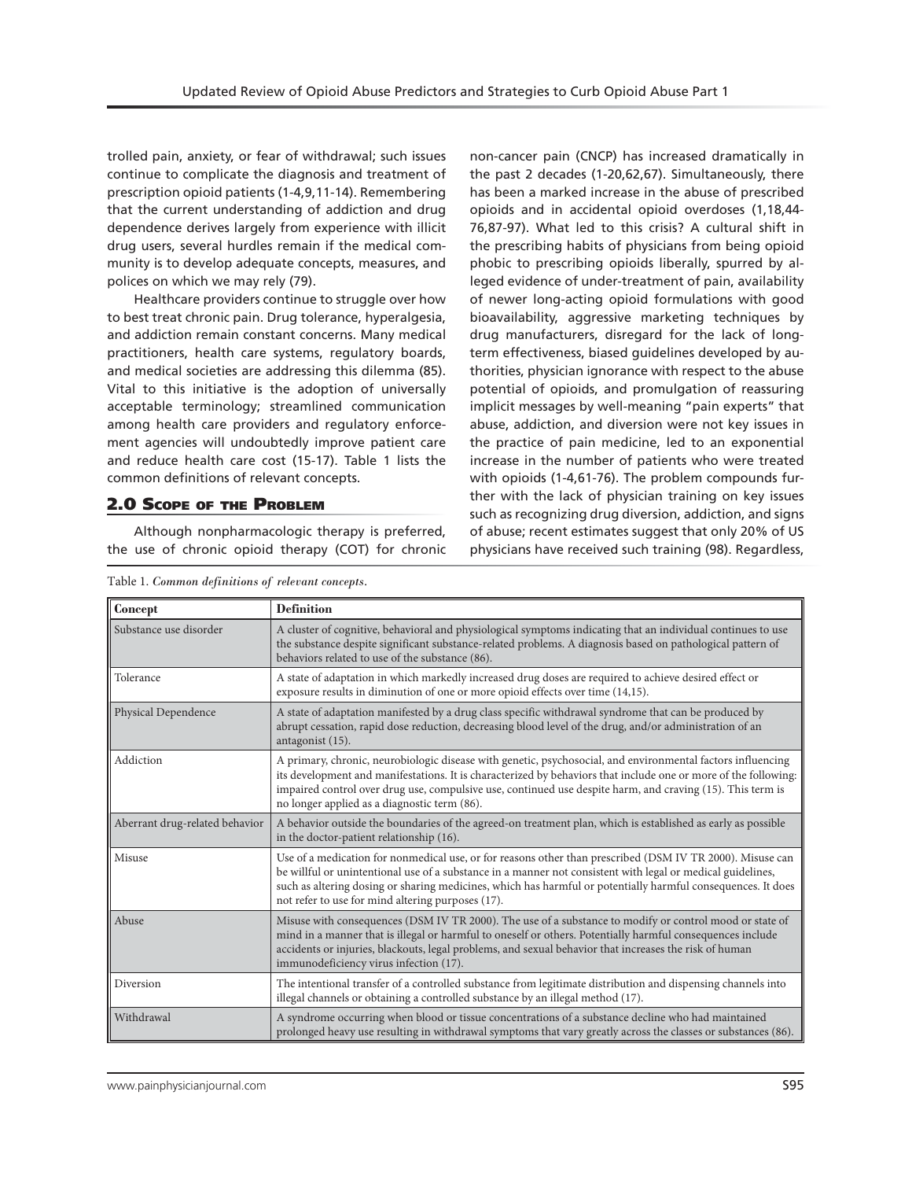trolled pain, anxiety, or fear of withdrawal; such issues continue to complicate the diagnosis and treatment of prescription opioid patients (1-4,9,11-14). Remembering that the current understanding of addiction and drug dependence derives largely from experience with illicit drug users, several hurdles remain if the medical community is to develop adequate concepts, measures, and polices on which we may rely (79).

Healthcare providers continue to struggle over how to best treat chronic pain. Drug tolerance, hyperalgesia, and addiction remain constant concerns. Many medical practitioners, health care systems, regulatory boards, and medical societies are addressing this dilemma (85). Vital to this initiative is the adoption of universally acceptable terminology; streamlined communication among health care providers and regulatory enforcement agencies will undoubtedly improve patient care and reduce health care cost (15-17). Table 1 lists the common definitions of relevant concepts.

## 2.0 Scope of the Problem

Although nonpharmacologic therapy is preferred, the use of chronic opioid therapy (COT) for chronic non-cancer pain (CNCP) has increased dramatically in the past 2 decades (1-20,62,67). Simultaneously, there has been a marked increase in the abuse of prescribed opioids and in accidental opioid overdoses (1,18,44-76,87-97). What led to this crisis? A cultural shift in the prescribing habits of physicians from being opioid phobic to prescribing opioids liberally, spurred by alleged evidence of under-treatment of pain, availability of newer long-acting opioid formulations with good bioavailability, aggressive marketing techniques by drug manufacturers, disregard for the lack of long-term effectiveness, biased guidelines developed by authorities, physician ignorance with respect to the abuse potential of opioids, and promulgation of reassuring implicit messages by well-meaning "pain experts" that abuse, addiction, and diversion were not key issues in the practice of pain medicine, led to an exponential increase in the number of patients who were treated with opioids (1-4,61-76). The problem compounds further with the lack of physician training on key issues such as recognizing drug diversion, addiction, and signs of abuse; recent estimates suggest that only 20% of US physicians have received such training (98). Regardless,

Table 1. *Common definitions of relevant concepts.*

| Concept | Definition |
|---|---|
| Substance use disorder | A cluster of cognitive, behavioral and physiological symptoms indicating that an individual continues to use the substance despite significant substance-related problems. A diagnosis based on pathological pattern of behaviors related to use of the substance (86). |
| Tolerance | A state of adaptation in which markedly increased drug doses are required to achieve desired effect or exposure results in diminution of one or more opioid effects over time (14,15). |
| Physical Dependence | A state of adaptation manifested by a drug class specific withdrawal syndrome that can be produced by abrupt cessation, rapid dose reduction, decreasing blood level of the drug, and/or administration of an antagonist (15). |
| Addiction | A primary, chronic, neurobiologic disease with genetic, psychosocial, and environmental factors influencing its development and manifestations. It is characterized by behaviors that include one or more of the following: impaired control over drug use, compulsive use, continued use despite harm, and craving (15). This term is no longer applied as a diagnostic term (86). |
| Aberrant drug-related behavior | A behavior outside the boundaries of the agreed-on treatment plan, which is established as early as possible in the doctor-patient relationship (16). |
| Misuse | Use of a medication for nonmedical use, or for reasons other than prescribed (DSM IV TR 2000). Misuse can be willful or unintentional use of a substance in a manner not consistent with legal or medical guidelines, such as altering dosing or sharing medicines, which has harmful or potentially harmful consequences. It does not refer to use for mind altering purposes (17). |
| Abuse | Misuse with consequences (DSM IV TR 2000). The use of a substance to modify or control mood or state of mind in a manner that is illegal or harmful to oneself or others. Potentially harmful consequences include accidents or injuries, blackouts, legal problems, and sexual behavior that increases the risk of human immunodeficiency virus infection (17). |
| Diversion | The intentional transfer of a controlled substance from legitimate distribution and dispensing channels into illegal channels or obtaining a controlled substance by an illegal method (17). |
| Withdrawal | A syndrome occurring when blood or tissue concentrations of a substance decline who had maintained prolonged heavy use resulting in withdrawal symptoms that vary greatly across the classes or substances (86). |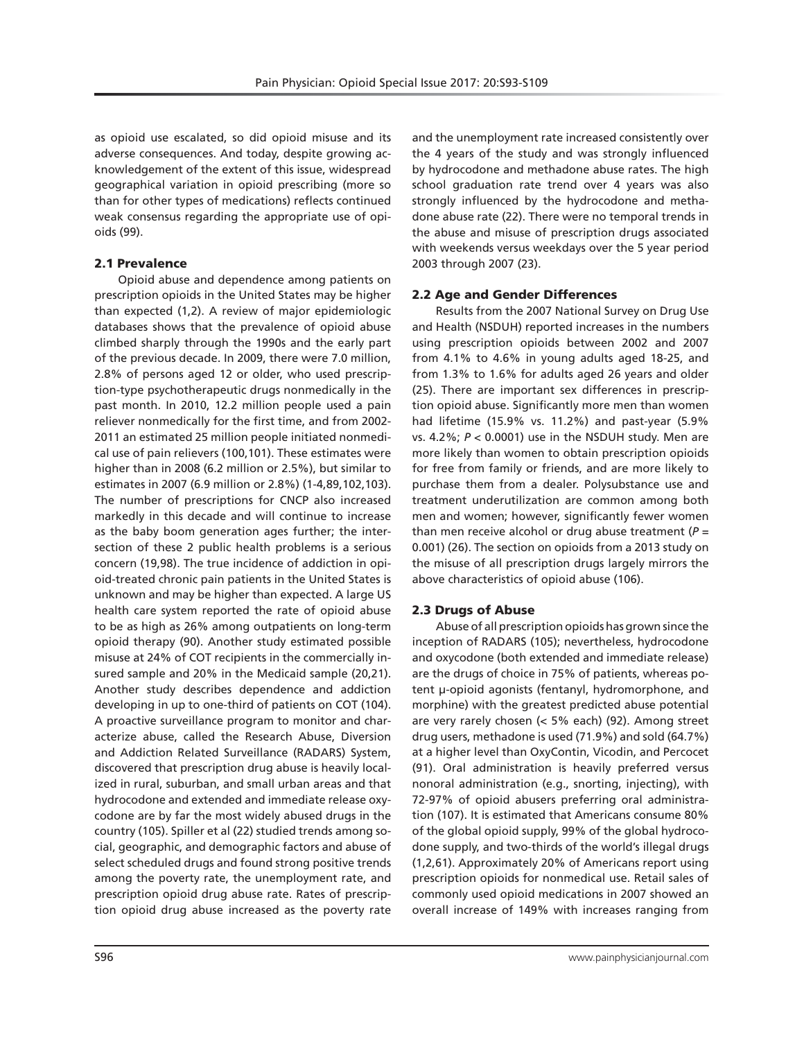as opioid use escalated, so did opioid misuse and its adverse consequences. And today, despite growing acknowledgement of the extent of this issue, widespread geographical variation in opioid prescribing (more so than for other types of medications) reflects continued weak consensus regarding the appropriate use of opioids (99).

### 2.1 Prevalence

Opioid abuse and dependence among patients on prescription opioids in the United States may be higher than expected (1,2). A review of major epidemiologic databases shows that the prevalence of opioid abuse climbed sharply through the 1990s and the early part of the previous decade. In 2009, there were 7.0 million, 2.8% of persons aged 12 or older, who used prescription-type psychotherapeutic drugs nonmedically in the past month. In 2010, 12.2 million people used a pain reliever nonmedically for the first time, and from 2002-2011 an estimated 25 million people initiated nonmedical use of pain relievers (100,101). These estimates were higher than in 2008 (6.2 million or 2.5%), but similar to estimates in 2007 (6.9 million or 2.8%) (1-4,89,102,103). The number of prescriptions for CNCP also increased markedly in this decade and will continue to increase as the baby boom generation ages further; the intersection of these 2 public health problems is a serious concern (19,98). The true incidence of addiction in opioid-treated chronic pain patients in the United States is unknown and may be higher than expected. A large US health care system reported the rate of opioid abuse to be as high as 26% among outpatients on long-term opioid therapy (90). Another study estimated possible misuse at 24% of COT recipients in the commercially insured sample and 20% in the Medicaid sample (20,21). Another study describes dependence and addiction developing in up to one-third of patients on COT (104). A proactive surveillance program to monitor and characterize abuse, called the Research Abuse, Diversion and Addiction Related Surveillance (RADARS) System, discovered that prescription drug abuse is heavily localized in rural, suburban, and small urban areas and that hydrocodone and extended and immediate release oxycodone are by far the most widely abused drugs in the country (105). Spiller et al (22) studied trends among social, geographic, and demographic factors and abuse of select scheduled drugs and found strong positive trends among the poverty rate, the unemployment rate, and prescription opioid drug abuse rate. Rates of prescription opioid drug abuse increased as the poverty rate and the unemployment rate increased consistently over the 4 years of the study and was strongly influenced by hydrocodone and methadone abuse rates. The high school graduation rate trend over 4 years was also strongly influenced by the hydrocodone and methadone abuse rate (22). There were no temporal trends in the abuse and misuse of prescription drugs associated with weekends versus weekdays over the 5 year period 2003 through 2007 (23).

### 2.2 Age and Gender Differences

Results from the 2007 National Survey on Drug Use and Health (NSDUH) reported increases in the numbers using prescription opioids between 2002 and 2007 from 4.1% to 4.6% in young adults aged 18-25, and from 1.3% to 1.6% for adults aged 26 years and older (25). There are important sex differences in prescription opioid abuse. Significantly more men than women had lifetime (15.9% vs. 11.2%) and past-year (5.9% vs. 4.2%; $P < 0.0001$) use in the NSDUH study. Men are more likely than women to obtain prescription opioids for free from family or friends, and are more likely to purchase them from a dealer. Polysubstance use and treatment underutilization are common among both men and women; however, significantly fewer women than men receive alcohol or drug abuse treatment ($P = 0.001$) (26). The section on opioids from a 2013 study on the misuse of all prescription drugs largely mirrors the above characteristics of opioid abuse (106).

### 2.3 Drugs of Abuse

Abuse of all prescription opioids has grown since the inception of RADARS (105); nevertheless, hydrocodone and oxycodone (both extended and immediate release) are the drugs of choice in 75% of patients, whereas potent μ-opioid agonists (fentanyl, hydromorphone, and morphine) with the greatest predicted abuse potential are very rarely chosen (< 5% each) (92). Among street drug users, methadone is used (71.9%) and sold (64.7%) at a higher level than OxyContin, Vicodin, and Percocet (91). Oral administration is heavily preferred versus nonoral administration (e.g., snorting, injecting), with 72-97% of opioid abusers preferring oral administration (107). It is estimated that Americans consume 80% of the global opioid supply, 99% of the global hydrocodone supply, and two-thirds of the world's illegal drugs (1,2,61). Approximately 20% of Americans report using prescription opioids for nonmedical use. Retail sales of commonly used opioid medications in 2007 showed an overall increase of 149% with increases ranging from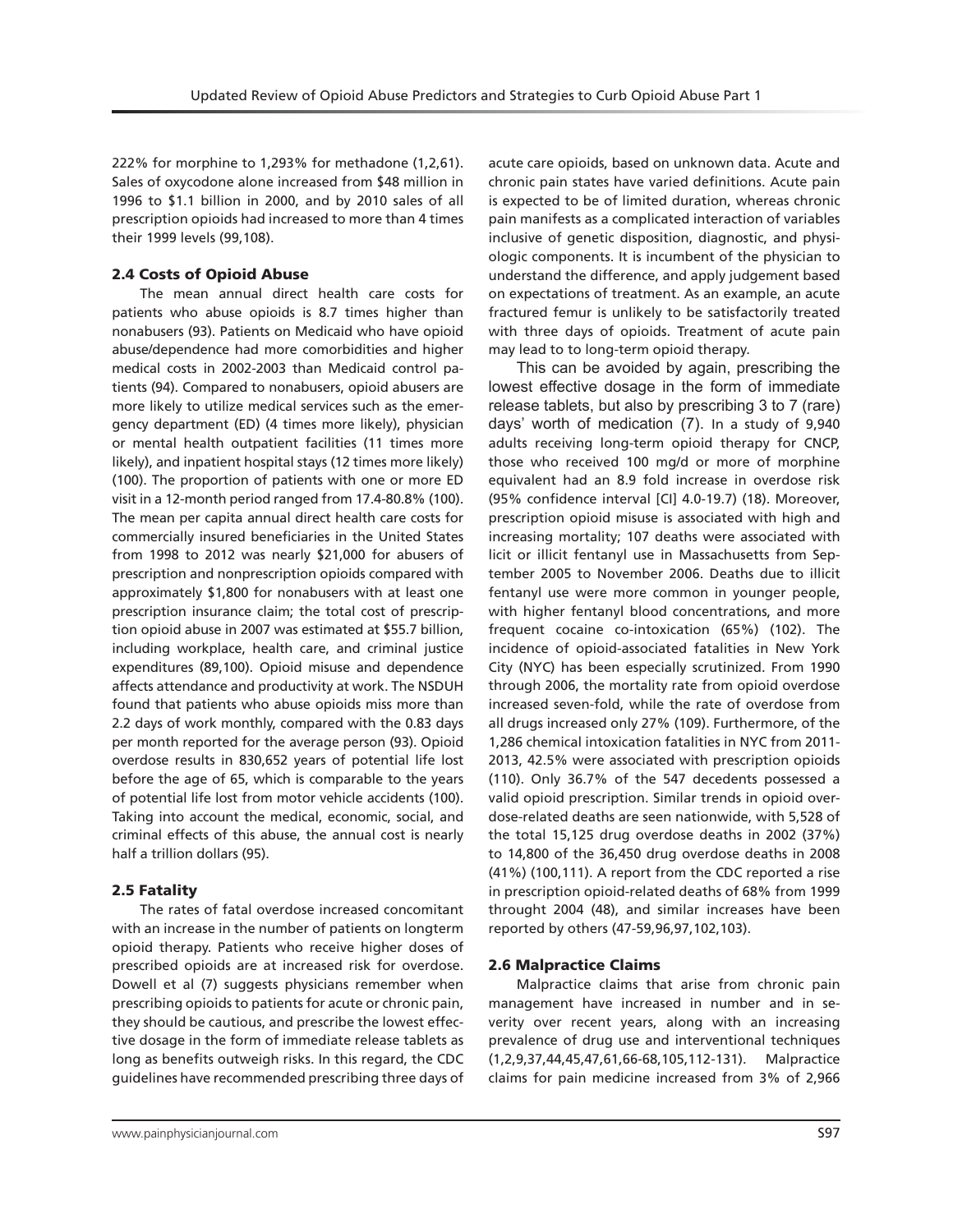222% for morphine to 1,293% for methadone (1,2,61). Sales of oxycodone alone increased from $48 million in 1996 to $1.1 billion in 2000, and by 2010 sales of all prescription opioids had increased to more than 4 times their 1999 levels (99,108).

### 2.4 Costs of Opioid Abuse

The mean annual direct health care costs for patients who abuse opioids is 8.7 times higher than nonabusers (93). Patients on Medicaid who have opioid abuse/dependence had more comorbidities and higher medical costs in 2002-2003 than Medicaid control patients (94). Compared to nonabusers, opioid abusers are more likely to utilize medical services such as the emergency department (ED) (4 times more likely), physician or mental health outpatient facilities (11 times more likely), and inpatient hospital stays (12 times more likely) (100). The proportion of patients with one or more ED visit in a 12-month period ranged from 17.4-80.8% (100). The mean per capita annual direct health care costs for commercially insured beneficiaries in the United States from 1998 to 2012 was nearly $21,000 for abusers of prescription and nonprescription opioids compared with approximately $1,800 for nonabusers with at least one prescription insurance claim; the total cost of prescription opioid abuse in 2007 was estimated at $55.7 billion, including workplace, health care, and criminal justice expenditures (89,100). Opioid misuse and dependence affects attendance and productivity at work. The NSDUH found that patients who abuse opioids miss more than 2.2 days of work monthly, compared with the 0.83 days per month reported for the average person (93). Opioid overdose results in 830,652 years of potential life lost before the age of 65, which is comparable to the years of potential life lost from motor vehicle accidents (100). Taking into account the medical, economic, social, and criminal effects of this abuse, the annual cost is nearly half a trillion dollars (95).

### 2.5 Fatality

The rates of fatal overdose increased concomitant with an increase in the number of patients on longterm opioid therapy. Patients who receive higher doses of prescribed opioids are at increased risk for overdose. Dowell et al (7) suggests physicians remember when prescribing opioids to patients for acute or chronic pain, they should be cautious, and prescribe the lowest effective dosage in the form of immediate release tablets as long as benefits outweigh risks. In this regard, the CDC guidelines have recommended prescribing three days of acute care opioids, based on unknown data. Acute and chronic pain states have varied definitions. Acute pain is expected to be of limited duration, whereas chronic pain manifests as a complicated interaction of variables inclusive of genetic disposition, diagnostic, and physiologic components. It is incumbent of the physician to understand the difference, and apply judgement based on expectations of treatment. As an example, an acute fractured femur is unlikely to be satisfactorily treated with three days of opioids. Treatment of acute pain may lead to to long-term opioid therapy.

This can be avoided by again, prescribing the lowest effective dosage in the form of immediate release tablets, but also by prescribing 3 to 7 (rare) days' worth of medication (7). In a study of 9,940 adults receiving long-term opioid therapy for CNCP, those who received 100 mg/d or more of morphine equivalent had an 8.9 fold increase in overdose risk (95% confidence interval [CI] 4.0-19.7) (18). Moreover, prescription opioid misuse is associated with high and increasing mortality; 107 deaths were associated with licit or illicit fentanyl use in Massachusetts from September 2005 to November 2006. Deaths due to illicit fentanyl use were more common in younger people, with higher fentanyl blood concentrations, and more frequent cocaine co-intoxication (65%) (102). The incidence of opioid-associated fatalities in New York City (NYC) has been especially scrutinized. From 1990 through 2006, the mortality rate from opioid overdose increased seven-fold, while the rate of overdose from all drugs increased only 27% (109). Furthermore, of the 1,286 chemical intoxication fatalities in NYC from 2011-2013, 42.5% were associated with prescription opioids (110). Only 36.7% of the 547 decedents possessed a valid opioid prescription. Similar trends in opioid overdose-related deaths are seen nationwide, with 5,528 of the total 15,125 drug overdose deaths in 2002 (37%) to 14,800 of the 36,450 drug overdose deaths in 2008 (41%) (100,111). A report from the CDC reported a rise in prescription opioid-related deaths of 68% from 1999 throught 2004 (48), and similar increases have been reported by others (47-59,96,97,102,103).

### 2.6 Malpractice Claims

Malpractice claims that arise from chronic pain management have increased in number and in severity over recent years, along with an increasing prevalence of drug use and interventional techniques (1,2,9,37,44,45,47,61,66-68,105,112-131). Malpractice claims for pain medicine increased from 3% of 2,966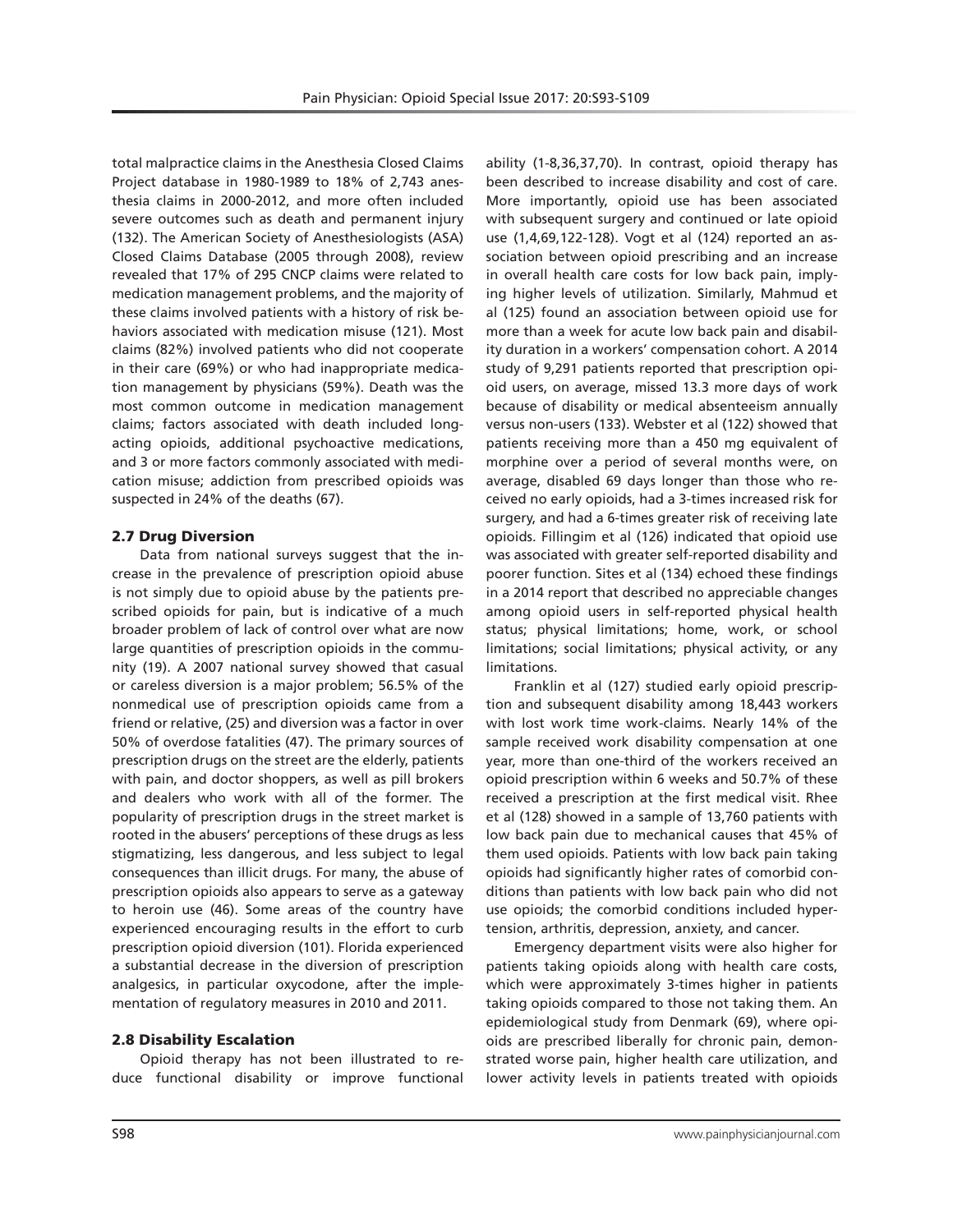total malpractice claims in the Anesthesia Closed Claims Project database in 1980-1989 to 18% of 2,743 anesthesia claims in 2000-2012, and more often included severe outcomes such as death and permanent injury (132). The American Society of Anesthesiologists (ASA) Closed Claims Database (2005 through 2008), review revealed that 17% of 295 CNCP claims were related to medication management problems, and the majority of these claims involved patients with a history of risk behaviors associated with medication misuse (121). Most claims (82%) involved patients who did not cooperate in their care (69%) or who had inappropriate medication management by physicians (59%). Death was the most common outcome in medication management claims; factors associated with death included long-acting opioids, additional psychoactive medications, and 3 or more factors commonly associated with medication misuse; addiction from prescribed opioids was suspected in 24% of the deaths (67).

### 2.7 Drug Diversion

Data from national surveys suggest that the increase in the prevalence of prescription opioid abuse is not simply due to opioid abuse by the patients prescribed opioids for pain, but is indicative of a much broader problem of lack of control over what are now large quantities of prescription opioids in the community (19). A 2007 national survey showed that casual or careless diversion is a major problem; 56.5% of the nonmedical use of prescription opioids came from a friend or relative, (25) and diversion was a factor in over 50% of overdose fatalities (47). The primary sources of prescription drugs on the street are the elderly, patients with pain, and doctor shoppers, as well as pill brokers and dealers who work with all of the former. The popularity of prescription drugs in the street market is rooted in the abusers' perceptions of these drugs as less stigmatizing, less dangerous, and less subject to legal consequences than illicit drugs. For many, the abuse of prescription opioids also appears to serve as a gateway to heroin use (46). Some areas of the country have experienced encouraging results in the effort to curb prescription opioid diversion (101). Florida experienced a substantial decrease in the diversion of prescription analgesics, in particular oxycodone, after the implementation of regulatory measures in 2010 and 2011.

### 2.8 Disability Escalation

Opioid therapy has not been illustrated to reduce functional disability or improve functional ability (1-8,36,37,70). In contrast, opioid therapy has been described to increase disability and cost of care. More importantly, opioid use has been associated with subsequent surgery and continued or late opioid use (1,4,69,122-128). Vogt et al (124) reported an association between opioid prescribing and an increase in overall health care costs for low back pain, implying higher levels of utilization. Similarly, Mahmud et al (125) found an association between opioid use for more than a week for acute low back pain and disability duration in a workers' compensation cohort. A 2014 study of 9,291 patients reported that prescription opioid users, on average, missed 13.3 more days of work because of disability or medical absenteeism annually versus non-users (133). Webster et al (122) showed that patients receiving more than a 450 mg equivalent of morphine over a period of several months were, on average, disabled 69 days longer than those who received no early opioids, had a 3-times increased risk for surgery, and had a 6-times greater risk of receiving late opioids. Fillingim et al (126) indicated that opioid use was associated with greater self-reported disability and poorer function. Sites et al (134) echoed these findings in a 2014 report that described no appreciable changes among opioid users in self-reported physical health status; physical limitations; home, work, or school limitations; social limitations; physical activity, or any limitations.

Franklin et al (127) studied early opioid prescription and subsequent disability among 18,443 workers with lost work time work-claims. Nearly 14% of the sample received work disability compensation at one year, more than one-third of the workers received an opioid prescription within 6 weeks and 50.7% of these received a prescription at the first medical visit. Rhee et al (128) showed in a sample of 13,760 patients with low back pain due to mechanical causes that 45% of them used opioids. Patients with low back pain taking opioids had significantly higher rates of comorbid conditions than patients with low back pain who did not use opioids; the comorbid conditions included hypertension, arthritis, depression, anxiety, and cancer.

Emergency department visits were also higher for patients taking opioids along with health care costs, which were approximately 3-times higher in patients taking opioids compared to those not taking them. An epidemiological study from Denmark (69), where opioids are prescribed liberally for chronic pain, demonstrated worse pain, higher health care utilization, and lower activity levels in patients treated with opioids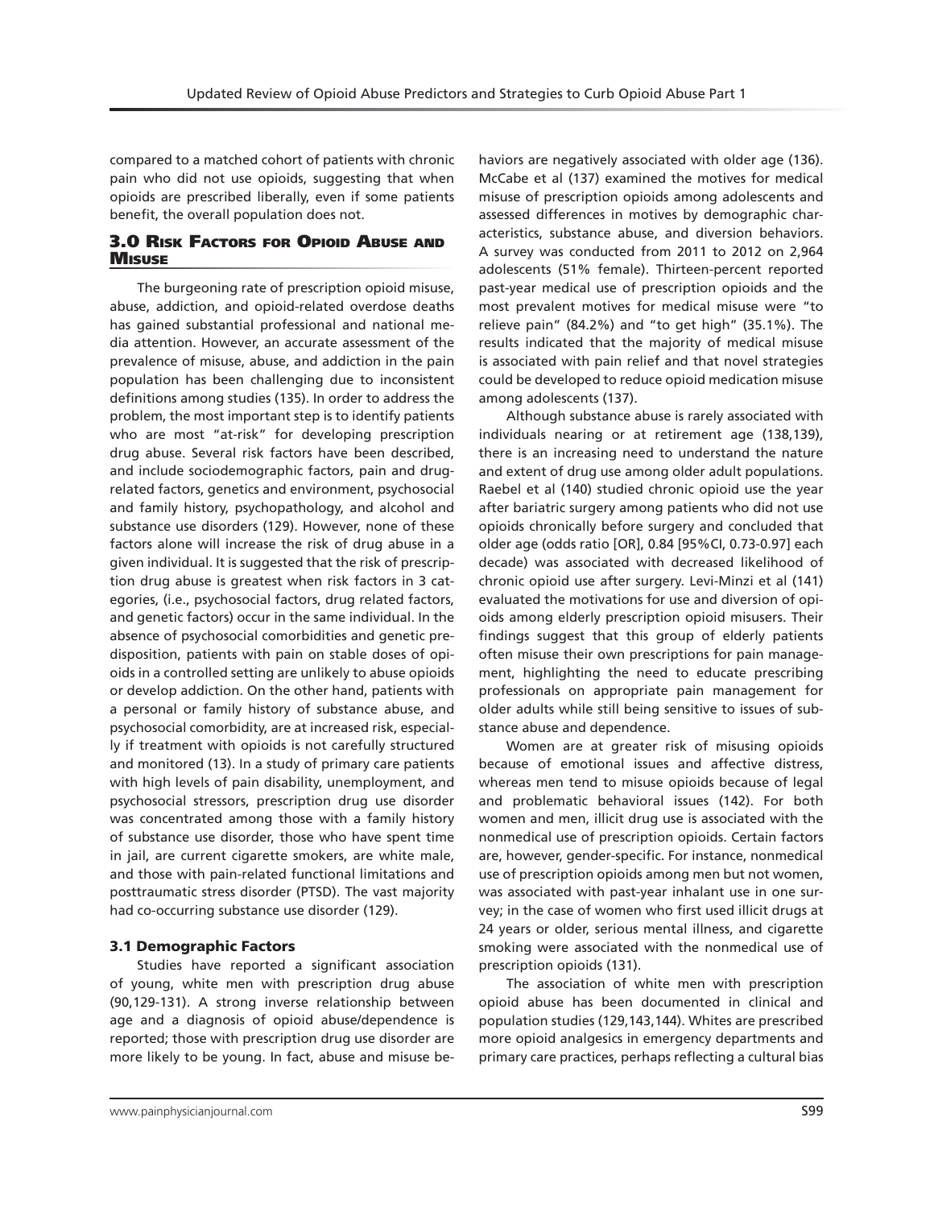compared to a matched cohort of patients with chronic pain who did not use opioids, suggesting that when opioids are prescribed liberally, even if some patients benefit, the overall population does not.

## 3.0 Risk Factors for Opioid Abuse and Misuse

The burgeoning rate of prescription opioid misuse, abuse, addiction, and opioid-related overdose deaths has gained substantial professional and national media attention. However, an accurate assessment of the prevalence of misuse, abuse, and addiction in the pain population has been challenging due to inconsistent definitions among studies (135). In order to address the problem, the most important step is to identify patients who are most "at-risk" for developing prescription drug abuse. Several risk factors have been described, and include sociodemographic factors, pain and drug-related factors, genetics and environment, psychosocial and family history, psychopathology, and alcohol and substance use disorders (129). However, none of these factors alone will increase the risk of drug abuse in a given individual. It is suggested that the risk of prescription drug abuse is greatest when risk factors in 3 categories, (i.e., psychosocial factors, drug related factors, and genetic factors) occur in the same individual. In the absence of psychosocial comorbidities and genetic predisposition, patients with pain on stable doses of opioids in a controlled setting are unlikely to abuse opioids or develop addiction. On the other hand, patients with a personal or family history of substance abuse, and psychosocial comorbidity, are at increased risk, especially if treatment with opioids is not carefully structured and monitored (13). In a study of primary care patients with high levels of pain disability, unemployment, and psychosocial stressors, prescription drug use disorder was concentrated among those with a family history of substance use disorder, those who have spent time in jail, are current cigarette smokers, are white male, and those with pain-related functional limitations and posttraumatic stress disorder (PTSD). The vast majority had co-occurring substance use disorder (129).

### 3.1 Demographic Factors

Studies have reported a significant association of young, white men with prescription drug abuse (90,129-131). A strong inverse relationship between age and a diagnosis of opioid abuse/dependence is reported; those with prescription drug use disorder are more likely to be young. In fact, abuse and misuse behaviors are negatively associated with older age (136). McCabe et al (137) examined the motives for medical misuse of prescription opioids among adolescents and assessed differences in motives by demographic characteristics, substance abuse, and diversion behaviors. A survey was conducted from 2011 to 2012 on 2,964 adolescents (51% female). Thirteen-percent reported past-year medical use of prescription opioids and the most prevalent motives for medical misuse were "to relieve pain" (84.2%) and "to get high" (35.1%). The results indicated that the majority of medical misuse is associated with pain relief and that novel strategies could be developed to reduce opioid medication misuse among adolescents (137).

Although substance abuse is rarely associated with individuals nearing or at retirement age (138,139), there is an increasing need to understand the nature and extent of drug use among older adult populations. Raebel et al (140) studied chronic opioid use the year after bariatric surgery among patients who did not use opioids chronically before surgery and concluded that older age (odds ratio [OR], 0.84 [95%CI, 0.73-0.97] each decade) was associated with decreased likelihood of chronic opioid use after surgery. Levi-Minzi et al (141) evaluated the motivations for use and diversion of opioids among elderly prescription opioid misusers. Their findings suggest that this group of elderly patients often misuse their own prescriptions for pain management, highlighting the need to educate prescribing professionals on appropriate pain management for older adults while still being sensitive to issues of substance abuse and dependence.

Women are at greater risk of misusing opioids because of emotional issues and affective distress, whereas men tend to misuse opioids because of legal and problematic behavioral issues (142). For both women and men, illicit drug use is associated with the nonmedical use of prescription opioids. Certain factors are, however, gender-specific. For instance, nonmedical use of prescription opioids among men but not women, was associated with past-year inhalant use in one survey; in the case of women who first used illicit drugs at 24 years or older, serious mental illness, and cigarette smoking were associated with the nonmedical use of prescription opioids (131).

The association of white men with prescription opioid abuse has been documented in clinical and population studies (129,143,144). Whites are prescribed more opioid analgesics in emergency departments and primary care practices, perhaps reflecting a cultural bias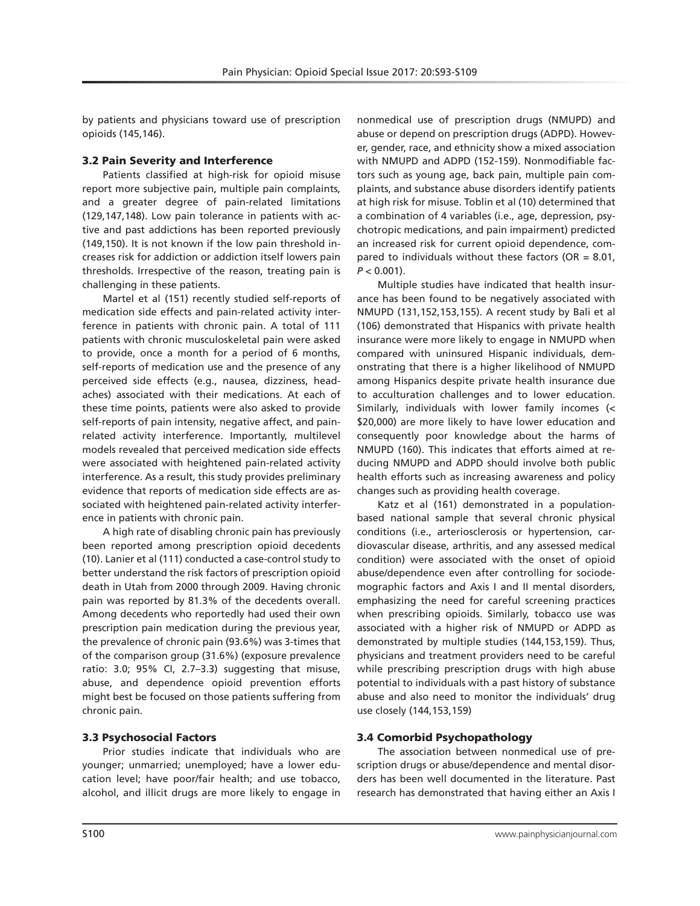by patients and physicians toward use of prescription opioids (145,146).

### 3.2 Pain Severity and Interference

Patients classified at high-risk for opioid misuse report more subjective pain, multiple pain complaints, and a greater degree of pain-related limitations (129,147,148). Low pain tolerance in patients with active and past addictions has been reported previously (149,150). It is not known if the low pain threshold increases risk for addiction or addiction itself lowers pain thresholds. Irrespective of the reason, treating pain is challenging in these patients.

Martel et al (151) recently studied self-reports of medication side effects and pain-related activity interference in patients with chronic pain. A total of 111 patients with chronic musculoskeletal pain were asked to provide, once a month for a period of 6 months, self-reports of medication use and the presence of any perceived side effects (e.g., nausea, dizziness, headaches) associated with their medications. At each of these time points, patients were also asked to provide self-reports of pain intensity, negative affect, and pain-related activity interference. Importantly, multilevel models revealed that perceived medication side effects were associated with heightened pain-related activity interference. As a result, this study provides preliminary evidence that reports of medication side effects are associated with heightened pain-related activity interference in patients with chronic pain.

A high rate of disabling chronic pain has previously been reported among prescription opioid decedents (10). Lanier et al (111) conducted a case-control study to better understand the risk factors of prescription opioid death in Utah from 2000 through 2009. Having chronic pain was reported by 81.3% of the decedents overall. Among decedents who reportedly had used their own prescription pain medication during the previous year, the prevalence of chronic pain (93.6%) was 3-times that of the comparison group (31.6%) (exposure prevalence ratio: 3.0; 95% CI, 2.7–3.3) suggesting that misuse, abuse, and dependence opioid prevention efforts might best be focused on those patients suffering from chronic pain.

### 3.3 Psychosocial Factors

Prior studies indicate that individuals who are younger; unmarried; unemployed; have a lower education level; have poor/fair health; and use tobacco, alcohol, and illicit drugs are more likely to engage in nonmedical use of prescription drugs (NMUPD) and abuse or depend on prescription drugs (ADPD). However, gender, race, and ethnicity show a mixed association with NMUPD and ADPD (152-159). Nonmodifiable factors such as young age, back pain, multiple pain complaints, and substance abuse disorders identify patients at high risk for misuse. Toblin et al (10) determined that a combination of 4 variables (i.e., age, depression, psychotropic medications, and pain impairment) predicted an increased risk for current opioid dependence, compared to individuals without these factors (OR = 8.01, $P < 0.001$).

Multiple studies have indicated that health insurance has been found to be negatively associated with NMUPD (131,152,153,155). A recent study by Bali et al (106) demonstrated that Hispanics with private health insurance were more likely to engage in NMUPD when compared with uninsured Hispanic individuals, demonstrating that there is a higher likelihood of NMUPD among Hispanics despite private health insurance due to acculturation challenges and to lower education. Similarly, individuals with lower family incomes (< \$20,000) are more likely to have lower education and consequently poor knowledge about the harms of NMUPD (160). This indicates that efforts aimed at reducing NMUPD and ADPD should involve both public health efforts such as increasing awareness and policy changes such as providing health coverage.

Katz et al (161) demonstrated in a population-based national sample that several chronic physical conditions (i.e., arteriosclerosis or hypertension, cardiovascular disease, arthritis, and any assessed medical condition) were associated with the onset of opioid abuse/dependence even after controlling for sociodemographic factors and Axis I and II mental disorders, emphasizing the need for careful screening practices when prescribing opioids. Similarly, tobacco use was associated with a higher risk of NMUPD or ADPD as demonstrated by multiple studies (144,153,159). Thus, physicians and treatment providers need to be careful while prescribing prescription drugs with high abuse potential to individuals with a past history of substance abuse and also need to monitor the individuals' drug use closely (144,153,159)

### 3.4 Comorbid Psychopathology

The association between nonmedical use of prescription drugs or abuse/dependence and mental disorders has been well documented in the literature. Past research has demonstrated that having either an Axis I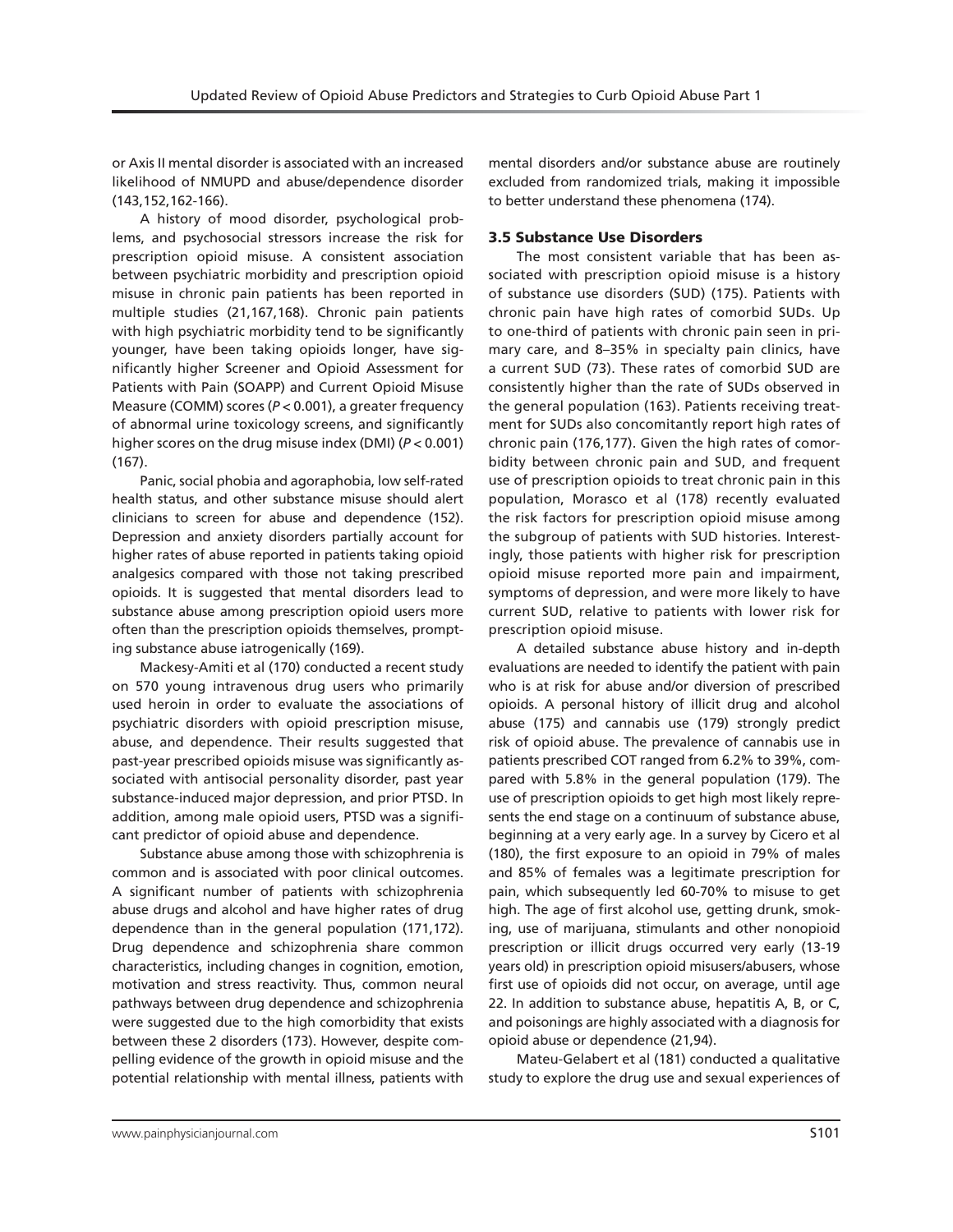or Axis II mental disorder is associated with an increased likelihood of NMUPD and abuse/dependence disorder (143,152,162-166).

A history of mood disorder, psychological problems, and psychosocial stressors increase the risk for prescription opioid misuse. A consistent association between psychiatric morbidity and prescription opioid misuse in chronic pain patients has been reported in multiple studies (21,167,168). Chronic pain patients with high psychiatric morbidity tend to be significantly younger, have been taking opioids longer, have significantly higher Screener and Opioid Assessment for Patients with Pain (SOAPP) and Current Opioid Misuse Measure (COMM) scores ($P < 0.001$), a greater frequency of abnormal urine toxicology screens, and significantly higher scores on the drug misuse index (DMI) ($P < 0.001$) (167).

Panic, social phobia and agoraphobia, low self-rated health status, and other substance misuse should alert clinicians to screen for abuse and dependence (152). Depression and anxiety disorders partially account for higher rates of abuse reported in patients taking opioid analgesics compared with those not taking prescribed opioids. It is suggested that mental disorders lead to substance abuse among prescription opioid users more often than the prescription opioids themselves, prompting substance abuse iatrogenically (169).

Mackesy-Amiti et al (170) conducted a recent study on 570 young intravenous drug users who primarily used heroin in order to evaluate the associations of psychiatric disorders with opioid prescription misuse, abuse, and dependence. Their results suggested that past-year prescribed opioids misuse was significantly associated with antisocial personality disorder, past year substance-induced major depression, and prior PTSD. In addition, among male opioid users, PTSD was a significant predictor of opioid abuse and dependence.

Substance abuse among those with schizophrenia is common and is associated with poor clinical outcomes. A significant number of patients with schizophrenia abuse drugs and alcohol and have higher rates of drug dependence than in the general population (171,172). Drug dependence and schizophrenia share common characteristics, including changes in cognition, emotion, motivation and stress reactivity. Thus, common neural pathways between drug dependence and schizophrenia were suggested due to the high comorbidity that exists between these 2 disorders (173). However, despite compelling evidence of the growth in opioid misuse and the potential relationship with mental illness, patients with mental disorders and/or substance abuse are routinely excluded from randomized trials, making it impossible to better understand these phenomena (174).

### 3.5 Substance Use Disorders

The most consistent variable that has been associated with prescription opioid misuse is a history of substance use disorders (SUD) (175). Patients with chronic pain have high rates of comorbid SUDs. Up to one-third of patients with chronic pain seen in primary care, and 8–35% in specialty pain clinics, have a current SUD (73). These rates of comorbid SUD are consistently higher than the rate of SUDs observed in the general population (163). Patients receiving treatment for SUDs also concomitantly report high rates of chronic pain (176,177). Given the high rates of comorbidity between chronic pain and SUD, and frequent use of prescription opioids to treat chronic pain in this population, Morasco et al (178) recently evaluated the risk factors for prescription opioid misuse among the subgroup of patients with SUD histories. Interestingly, those patients with higher risk for prescription opioid misuse reported more pain and impairment, symptoms of depression, and were more likely to have current SUD, relative to patients with lower risk for prescription opioid misuse.

A detailed substance abuse history and in-depth evaluations are needed to identify the patient with pain who is at risk for abuse and/or diversion of prescribed opioids. A personal history of illicit drug and alcohol abuse (175) and cannabis use (179) strongly predict risk of opioid abuse. The prevalence of cannabis use in patients prescribed COT ranged from 6.2% to 39%, compared with 5.8% in the general population (179). The use of prescription opioids to get high most likely represents the end stage on a continuum of substance abuse, beginning at a very early age. In a survey by Cicero et al (180), the first exposure to an opioid in 79% of males and 85% of females was a legitimate prescription for pain, which subsequently led 60-70% to misuse to get high. The age of first alcohol use, getting drunk, smoking, use of marijuana, stimulants and other nonopioid prescription or illicit drugs occurred very early (13-19 years old) in prescription opioid misusers/abusers, whose first use of opioids did not occur, on average, until age 22. In addition to substance abuse, hepatitis A, B, or C, and poisonings are highly associated with a diagnosis for opioid abuse or dependence (21,94).

Mateu-Gelabert et al (181) conducted a qualitative study to explore the drug use and sexual experiences of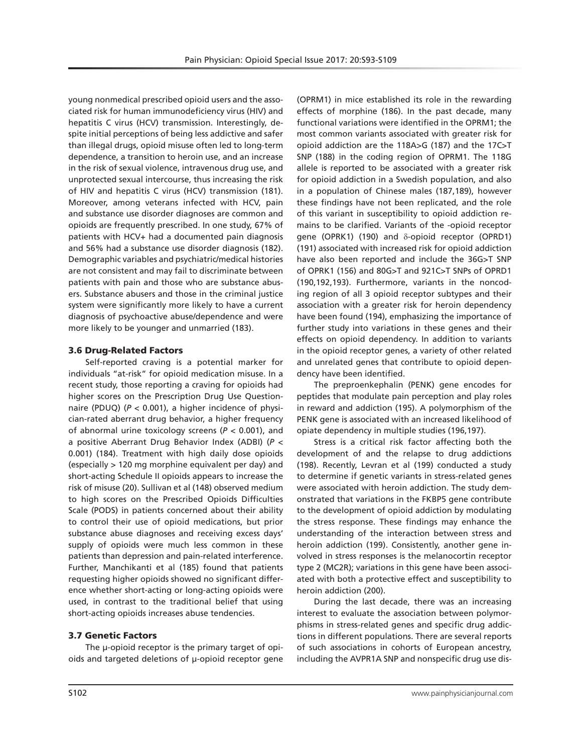young nonmedical prescribed opioid users and the associated risk for human immunodeficiency virus (HIV) and hepatitis C virus (HCV) transmission. Interestingly, despite initial perceptions of being less addictive and safer than illegal drugs, opioid misuse often led to long-term dependence, a transition to heroin use, and an increase in the risk of sexual violence, intravenous drug use, and unprotected sexual intercourse, thus increasing the risk of HIV and hepatitis C virus (HCV) transmission (181). Moreover, among veterans infected with HCV, pain and substance use disorder diagnoses are common and opioids are frequently prescribed. In one study, 67% of patients with HCV+ had a documented pain diagnosis and 56% had a substance use disorder diagnosis (182). Demographic variables and psychiatric/medical histories are not consistent and may fail to discriminate between patients with pain and those who are substance abusers. Substance abusers and those in the criminal justice system were significantly more likely to have a current diagnosis of psychoactive abuse/dependence and were more likely to be younger and unmarried (183).

### 3.6 Drug-Related Factors

Self-reported craving is a potential marker for individuals "at-risk" for opioid medication misuse. In a recent study, those reporting a craving for opioids had higher scores on the Prescription Drug Use Questionnaire (PDUQ) ($P < 0.001$), a higher incidence of physician-rated aberrant drug behavior, a higher frequency of abnormal urine toxicology screens ($P < 0.001$), and a positive Aberrant Drug Behavior Index (ADBI) ($P < 0.001$) (184). Treatment with high daily dose opioids (especially > 120 mg morphine equivalent per day) and short-acting Schedule II opioids appears to increase the risk of misuse (20). Sullivan et al (148) observed medium to high scores on the Prescribed Opioids Difficulties Scale (PODS) in patients concerned about their ability to control their use of opioid medications, but prior substance abuse diagnoses and receiving excess days' supply of opioids were much less common in these patients than depression and pain-related interference. Further, Manchikanti et al (185) found that patients requesting higher opioids showed no significant difference whether short-acting or long-acting opioids were used, in contrast to the traditional belief that using short-acting opioids increases abuse tendencies.

### 3.7 Genetic Factors

The µ-opioid receptor is the primary target of opioids and targeted deletions of µ-opioid receptor gene (OPRM1) in mice established its role in the rewarding effects of morphine (186). In the past decade, many functional variations were identified in the OPRM1; the most common variants associated with greater risk for opioid addiction are the 118A>G (187) and the 17C>T SNP (188) in the coding region of OPRM1. The 118G allele is reported to be associated with a greater risk for opioid addiction in a Swedish population, and also in a population of Chinese males (187,189), however these findings have not been replicated, and the role of this variant in susceptibility to opioid addiction remains to be clarified. Variants of the -opioid receptor gene (OPRK1) (190) and δ-opioid receptor (OPRD1) (191) associated with increased risk for opioid addiction have also been reported and include the 36G>T SNP of OPRK1 (156) and 80G>T and 921C>T SNPs of OPRD1 (190,192,193). Furthermore, variants in the noncoding region of all 3 opioid receptor subtypes and their association with a greater risk for heroin dependency have been found (194), emphasizing the importance of further study into variations in these genes and their effects on opioid dependency. In addition to variants in the opioid receptor genes, a variety of other related and unrelated genes that contribute to opioid dependency have been identified.

The preproenkephalin (PENK) gene encodes for peptides that modulate pain perception and play roles in reward and addiction (195). A polymorphism of the PENK gene is associated with an increased likelihood of opiate dependency in multiple studies (196,197).

Stress is a critical risk factor affecting both the development of and the relapse to drug addictions (198). Recently, Levran et al (199) conducted a study to determine if genetic variants in stress-related genes were associated with heroin addiction. The study demonstrated that variations in the FKBP5 gene contribute to the development of opioid addiction by modulating the stress response. These findings may enhance the understanding of the interaction between stress and heroin addiction (199). Consistently, another gene involved in stress responses is the melanocortin receptor type 2 (MC2R); variations in this gene have been associated with both a protective effect and susceptibility to heroin addiction (200).

During the last decade, there was an increasing interest to evaluate the association between polymorphisms in stress-related genes and specific drug addictions in different populations. There are several reports of such associations in cohorts of European ancestry, including the AVPR1A SNP and nonspecific drug use dis-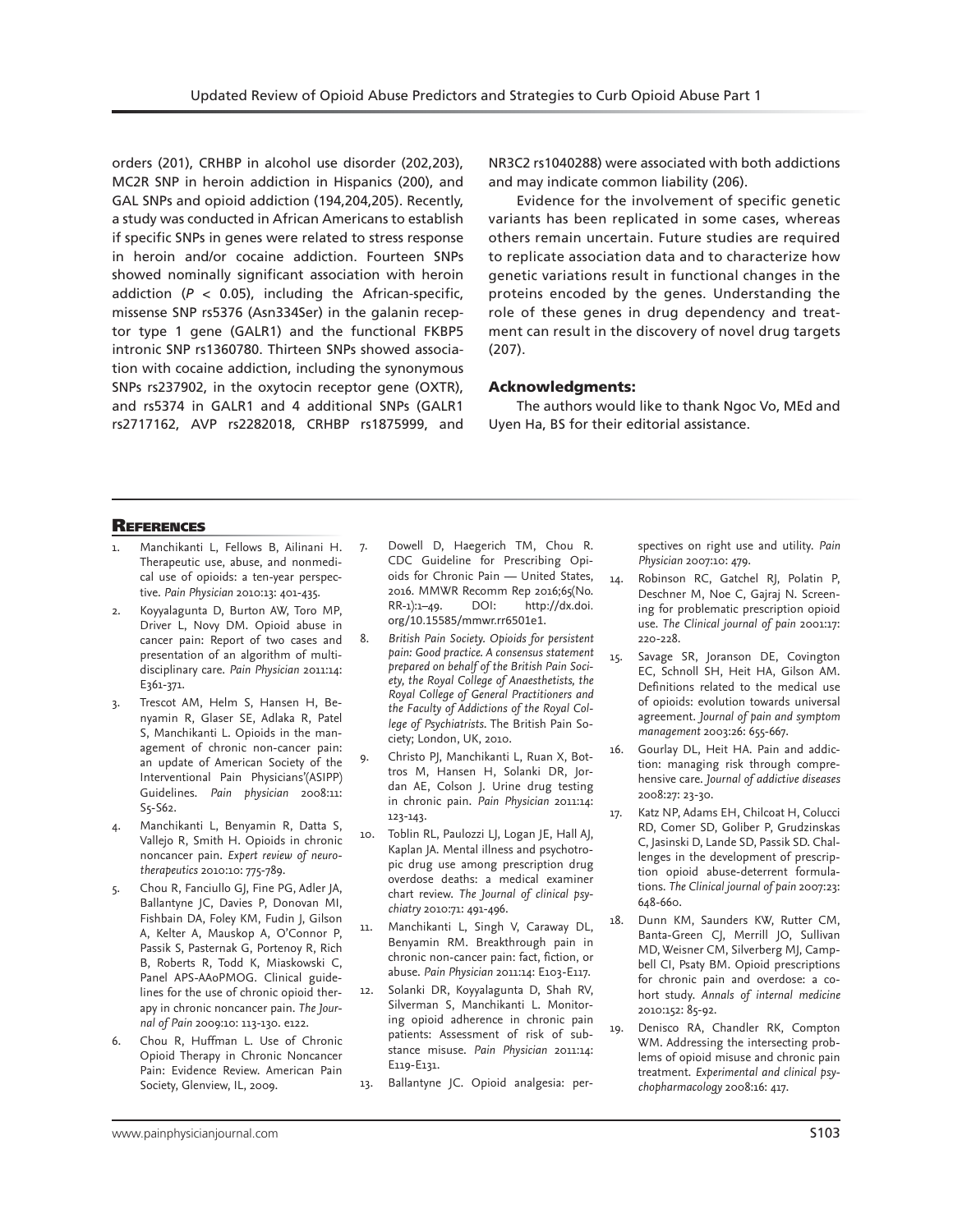orders (201), CRHBP in alcohol use disorder (202,203), MC2R SNP in heroin addiction in Hispanics (200), and GAL SNPs and opioid addiction (194,204,205). Recently, a study was conducted in African Americans to establish if specific SNPs in genes were related to stress response in heroin and/or cocaine addiction. Fourteen SNPs showed nominally significant association with heroin addiction ($P < 0.05$), including the African-specific, missense SNP rs5376 (Asn334Ser) in the galanin receptor type 1 gene (GALR1) and the functional FKBP5 intronic SNP rs1360780. Thirteen SNPs showed association with cocaine addiction, including the synonymous SNPs rs237902, in the oxytocin receptor gene (OXTR), and rs5374 in GALR1 and 4 additional SNPs (GALR1 rs2717162, AVP rs2282018, CRHBP rs1875999, and NR3C2 rs1040288) were associated with both addictions and may indicate common liability (206).

Evidence for the involvement of specific genetic variants has been replicated in some cases, whereas others remain uncertain. Future studies are required to replicate association data and to characterize how genetic variations result in functional changes in the proteins encoded by the genes. Understanding the role of these genes in drug dependency and treatment can result in the discovery of novel drug targets (207).

### Acknowledgments:

The authors would like to thank Ngoc Vo, MEd and Uyen Ha, BS for their editorial assistance.

## References

1. Manchikanti L, Fellows B, Ailinani H. Therapeutic use, abuse, and nonmedical use of opioids: a ten-year perspective. *Pain Physician* 2010:13: 401-435.
2. Koyyalagunta D, Burton AW, Toro MP, Driver L, Novy DM. Opioid abuse in cancer pain: Report of two cases and presentation of an algorithm of multidisciplinary care. *Pain Physician* 2011:14: E361-371.
3. Trescot AM, Helm S, Hansen H, Benyamin R, Glaser SE, Adlaka R, Patel S, Manchikanti L. Opioids in the management of chronic non-cancer pain: an update of American Society of the Interventional Pain Physicians'(ASIPP) Guidelines. *Pain physician* 2008:11: S5-S62.
4. Manchikanti L, Benyamin R, Datta S, Vallejo R, Smith H. Opioids in chronic noncancer pain. *Expert review of neurotherapeutics* 2010:10: 775-789.
5. Chou R, Fanciullo GJ, Fine PG, Adler JA, Ballantyne JC, Davies P, Donovan MI, Fishbain DA, Foley KM, Fudin J, Gilson A, Kelter A, Mauskop A, O'Connor P, Passik S, Pasternak G, Portenoy R, Rich B, Roberts R, Todd K, Miaskowski C, Panel APS-AAoPMOG. Clinical guidelines for the use of chronic opioid therapy in chronic noncancer pain. *The Journal of Pain* 2009:10: 113-130. e122.
6. Chou R, Huffman L. Use of Chronic Opioid Therapy in Chronic Noncancer Pain: Evidence Review. American Pain Society, Glenview, IL, 2009.
7. Dowell D, Haegerich TM, Chou R. CDC Guideline for Prescribing Opioids for Chronic Pain — United States, 2016. MMWR Recomm Rep 2016;65(No. RR-1):1–49. DOI: http://dx.doi.org/10.15585/mmwr.rr6501e1.
8. *British Pain Society. Opioids for persistent pain: Good practice. A consensus statement prepared on behalf of the British Pain Society, the Royal College of Anaesthetists, the Royal College of General Practitioners and the Faculty of Addictions of the Royal College of Psychiatrists*. The British Pain Society; London, UK, 2010.
9. Christo PJ, Manchikanti L, Ruan X, Bottros M, Hansen H, Solanki DR, Jordan AE, Colson J. Urine drug testing in chronic pain. *Pain Physician* 2011:14: 123-143.
10. Toblin RL, Paulozzi LJ, Logan JE, Hall AJ, Kaplan JA. Mental illness and psychotropic drug use among prescription drug overdose deaths: a medical examiner chart review. *The Journal of clinical psychiatry* 2010:71: 491-496.
11. Manchikanti L, Singh V, Caraway DL, Benyamin RM. Breakthrough pain in chronic non-cancer pain: fact, fiction, or abuse. *Pain Physician* 2011:14: E103-E117.
12. Solanki DR, Koyyalagunta D, Shah RV, Silverman S, Manchikanti L. Monitoring opioid adherence in chronic pain patients: Assessment of risk of substance misuse. *Pain Physician* 2011:14: E119-E131.
13. Ballantyne JC. Opioid analgesia: perspectives on right use and utility. *Pain Physician* 2007:10: 479.
14. Robinson RC, Gatchel RJ, Polatin P, Deschner M, Noe C, Gajraj N. Screening for problematic prescription opioid use. *The Clinical journal of pain* 2001:17: 220-228.
15. Savage SR, Joranson DE, Covington EC, Schnoll SH, Heit HA, Gilson AM. Definitions related to the medical use of opioids: evolution towards universal agreement. *Journal of pain and symptom management* 2003:26: 655-667.
16. Gourlay DL, Heit HA. Pain and addiction: managing risk through comprehensive care. *Journal of addictive diseases* 2008:27: 23-30.
17. Katz NP, Adams EH, Chilcoat H, Colucci RD, Comer SD, Goliber P, Grudzinskas C, Jasinski D, Lande SD, Passik SD. Challenges in the development of prescription opioid abuse-deterrent formulations. *The Clinical journal of pain* 2007:23: 648-660.
18. Dunn KM, Saunders KW, Rutter CM, Banta-Green CJ, Merrill JO, Sullivan MD, Weisner CM, Silverberg MJ, Campbell CI, Psaty BM. Opioid prescriptions for chronic pain and overdose: a cohort study. *Annals of internal medicine* 2010:152: 85-92.
19. Denisco RA, Chandler RK, Compton WM. Addressing the intersecting problems of opioid misuse and chronic pain treatment. *Experimental and clinical psychopharmacology* 2008:16: 417.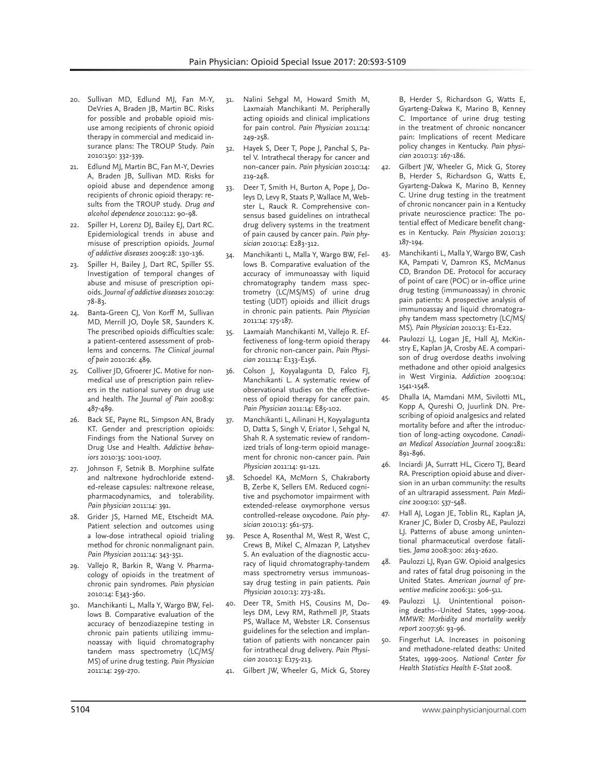20. Sullivan MD, Edlund MJ, Fan M-Y, DeVries A, Braden JB, Martin BC. Risks for possible and probable opioid misuse among recipients of chronic opioid therapy in commercial and medicaid insurance plans: The TROUP Study. *Pain* 2010:150: 332-339.
21. Edlund MJ, Martin BC, Fan M-Y, Devries A, Braden JB, Sullivan MD. Risks for opioid abuse and dependence among recipients of chronic opioid therapy: results from the TROUP study. *Drug and alcohol dependence* 2010:112: 90-98.
22. Spiller H, Lorenz DJ, Bailey EJ, Dart RC. Epidemiological trends in abuse and misuse of prescription opioids. *Journal of addictive diseases* 2009:28: 130-136.
23. Spiller H, Bailey J, Dart RC, Spiller SS. Investigation of temporal changes of abuse and misuse of prescription opioids. *Journal of addictive diseases* 2010:29: 78-83.
24. Banta-Green CJ, Von Korff M, Sullivan MD, Merrill JO, Doyle SR, Saunders K. The prescribed opioids difficulties scale: a patient-centered assessment of problems and concerns. *The Clinical journal of pain* 2010:26: 489.
25. Colliver JD, Gfroerer JC. Motive for non-medical use of prescription pain relievers in the national survey on drug use and health. *The Journal of Pain* 2008:9: 487-489.
26. Back SE, Payne RL, Simpson AN, Brady KT. Gender and prescription opioids: Findings from the National Survey on Drug Use and Health. *Addictive behaviors* 2010:35: 1001-1007.
27. Johnson F, Setnik B. Morphine sulfate and naltrexone hydrochloride extended-release capsules: naltrexone release, pharmacodynamics, and tolerability. *Pain physician* 2011:14: 391.
28. Grider JS, Harned ME, Etscheidt MA. Patient selection and outcomes using a low-dose intrathecal opioid trialing method for chronic nonmalignant pain. *Pain Physician* 2011:14: 343-351.
29. Vallejo R, Barkin R, Wang V. Pharmacology of opioids in the treatment of chronic pain syndromes. *Pain physician* 2010:14: E343-360.
30. Manchikanti L, Malla Y, Wargo BW, Fellows B. Comparative evaluation of the accuracy of benzodiazepine testing in chronic pain patients utilizing immunoassay with liquid chromatography tandem mass spectrometry (LC/MS/MS) of urine drug testing. *Pain Physician* 2011:14: 259-270.
31. Nalini Sehgal M, Howard Smith M, Laxmaiah Manchikanti M. Peripherally acting opioids and clinical implications for pain control. *Pain Physician* 2011:14: 249-258.
32. Hayek S, Deer T, Pope J, Panchal S, Patel V. Intrathecal therapy for cancer and non-cancer pain. *Pain physician* 2010:14: 219-248.
33. Deer T, Smith H, Burton A, Pope J, Doleys D, Levy R, Staats P, Wallace M, Webster L, Rauck R. Comprehensive consensus based guidelines on intrathecal drug delivery systems in the treatment of pain caused by cancer pain. *Pain physician* 2010:14: E283-312.
34. Manchikanti L, Malla Y, Wargo BW, Fellows B. Comparative evaluation of the accuracy of immunoassay with liquid chromatography tandem mass spectrometry (LC/MS/MS) of urine drug testing (UDT) opioids and illicit drugs in chronic pain patients. *Pain Physician* 2011:14: 175-187.
35. Laxmaiah Manchikanti M, Vallejo R. Effectiveness of long-term opioid therapy for chronic non-cancer pain. *Pain Physician* 2011:14: E133-E156.
36. Colson J, Koyyalagunta D, Falco FJ, Manchikanti L. A systematic review of observational studies on the effectiveness of opioid therapy for cancer pain. *Pain Physician* 2011:14: E85-102.
37. Manchikanti L, Ailinani H, Koyyalagunta D, Datta S, Singh V, Eriator I, Sehgal N, Shah R. A systematic review of randomized trials of long-term opioid management for chronic non-cancer pain. *Pain Physician* 2011:14: 91-121.
38. Schoedel KA, McMorn S, Chakraborty B, Zerbe K, Sellers EM. Reduced cognitive and psychomotor impairment with extended-release oxymorphone versus controlled-release oxycodone. *Pain physician* 2010:13: 561-573.
39. Pesce A, Rosenthal M, West R, West C, Crews B, Mikel C, Almazan P, Latyshev S. An evaluation of the diagnostic accuracy of liquid chromatography-tandem mass spectrometry versus immunoassay drug testing in pain patients. *Pain Physician* 2010:13: 273-281.
40. Deer TR, Smith HS, Cousins M, Doleys DM, Levy RM, Rathmell JP, Staats PS, Wallace M, Webster LR. Consensus guidelines for the selection and implantation of patients with noncancer pain for intrathecal drug delivery. *Pain Physician* 2010:13: E175-213.
41. Gilbert JW, Wheeler G, Mick G, Storey B, Herder S, Richardson G, Watts E, Gyarteng-Dakwa K, Marino B, Kenney C. Importance of urine drug testing in the treatment of chronic noncancer pain: Implications of recent Medicare policy changes in Kentucky. *Pain physician* 2010:13: 167-186.
42. Gilbert JW, Wheeler G, Mick G, Storey B, Herder S, Richardson G, Watts E, Gyarteng-Dakwa K, Marino B, Kenney C. Urine drug testing in the treatment of chronic noncancer pain in a Kentucky private neuroscience practice: The potential effect of Medicare benefit changes in Kentucky. *Pain Physician* 2010:13: 187-194.
43. Manchikanti L, Malla Y, Wargo BW, Cash KA, Pampati V, Damron KS, McManus CD, Brandon DE. Protocol for accuracy of point of care (POC) or in-office urine drug testing (immunoassay) in chronic pain patients: A prospective analysis of immunoassay and liquid chromatography tandem mass spectometry (LC/MS/MS). *Pain Physician* 2010:13: E1-E22.
44. Paulozzi LJ, Logan JE, Hall AJ, McKinstry E, Kaplan JA, Crosby AE. A comparison of drug overdose deaths involving methadone and other opioid analgesics in West Virginia. *Addiction* 2009:104: 1541-1548.
45. Dhalla IA, Mamdani MM, Sivilotti ML, Kopp A, Qureshi O, Juurlink DN. Prescribing of opioid analgesics and related mortality before and after the introduction of long-acting oxycodone. *Canadian Medical Association Journal* 2009:181: 891-896.
46. Inciardi JA, Surratt HL, Cicero TJ, Beard RA. Prescription opioid abuse and diversion in an urban community: the results of an ultrarapid assessment. *Pain Medicine* 2009:10: 537-548.
47. Hall AJ, Logan JE, Toblin RL, Kaplan JA, Kraner JC, Bixler D, Crosby AE, Paulozzi LJ. Patterns of abuse among unintentional pharmaceutical overdose fatalities. *Jama* 2008:300: 2613-2620.
48. Paulozzi LJ, Ryan GW. Opioid analgesics and rates of fatal drug poisoning in the United States. *American journal of preventive medicine* 2006:31: 506-511.
49. Paulozzi LJ. Unintentional poisoning deaths--United States, 1999-2004. *MMWR: Morbidity and mortality weekly report* 2007:56: 93-96.
50. Fingerhut LA. Increases in poisoning and methadone-related deaths: United States, 1999-2005. *National Center for Health Statistics Health E-Stat* 2008.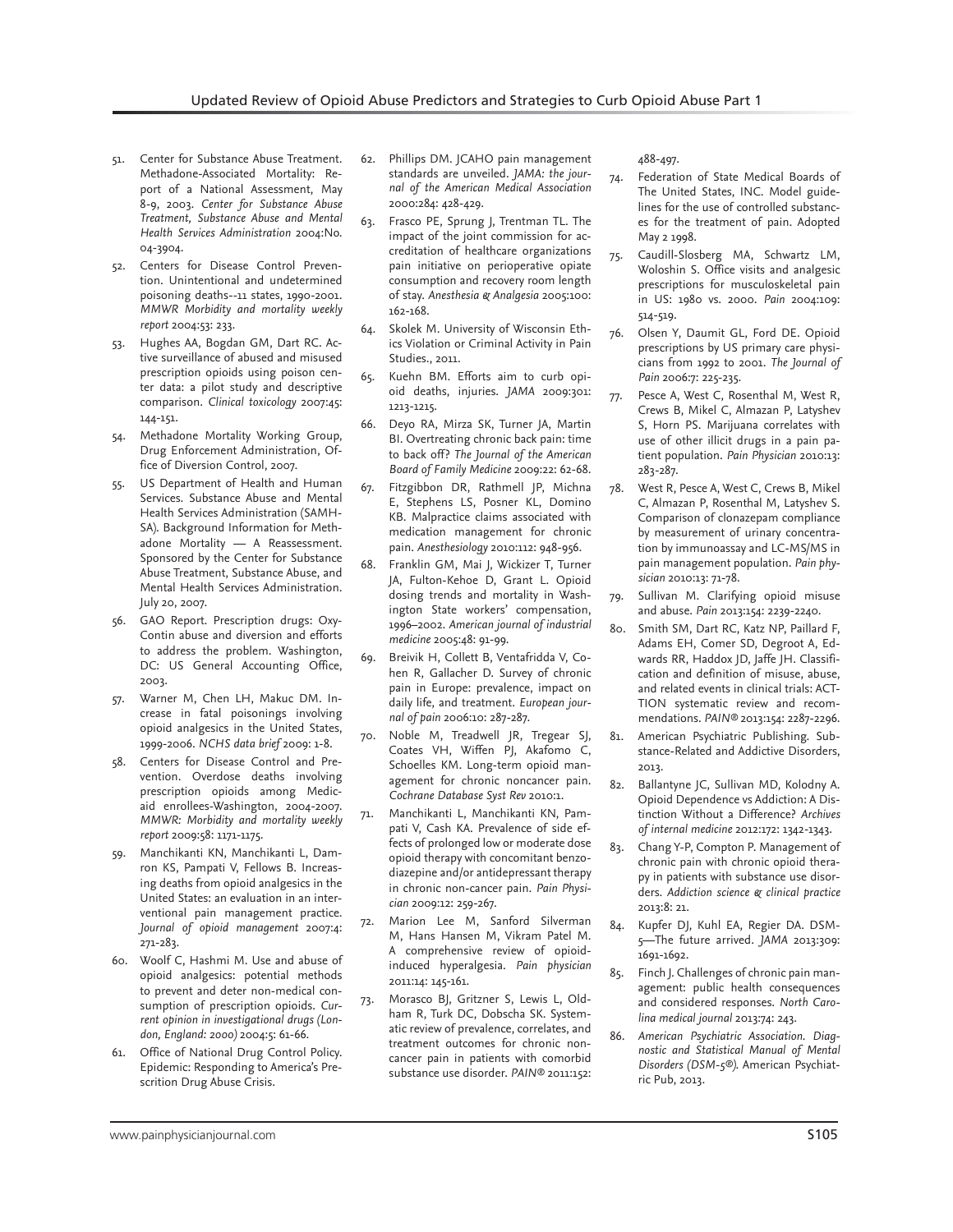51. Center for Substance Abuse Treatment. Methadone-Associated Mortality: Report of a National Assessment, May 8-9, 2003. *Center for Substance Abuse Treatment, Substance Abuse and Mental Health Services Administration* 2004:No. 04-3904.
52. Centers for Disease Control Prevention. Unintentional and undetermined poisoning deaths--11 states, 1990-2001. *MMWR Morbidity and mortality weekly report* 2004:53: 233.
53. Hughes AA, Bogdan GM, Dart RC. Active surveillance of abused and misused prescription opioids using poison center data: a pilot study and descriptive comparison. *Clinical toxicology* 2007:45: 144-151.
54. Methadone Mortality Working Group, Drug Enforcement Administration, Office of Diversion Control, 2007.
55. US Department of Health and Human Services. Substance Abuse and Mental Health Services Administration (SAMHSA). Background Information for Methadone Mortality — A Reassessment. Sponsored by the Center for Substance Abuse Treatment, Substance Abuse, and Mental Health Services Administration. July 20, 2007.
56. GAO Report. Prescription drugs: OxyContin abuse and diversion and efforts to address the problem. Washington, DC: US General Accounting Office, 2003.
57. Warner M, Chen LH, Makuc DM. Increase in fatal poisonings involving opioid analgesics in the United States, 1999-2006. *NCHS data brief* 2009: 1-8.
58. Centers for Disease Control and Prevention. Overdose deaths involving prescription opioids among Medicaid enrollees-Washington, 2004-2007. *MMWR: Morbidity and mortality weekly report* 2009:58: 1171-1175.
59. Manchikanti KN, Manchikanti L, Damron KS, Pampati V, Fellows B. Increasing deaths from opioid analgesics in the United States: an evaluation in an interventional pain management practice. *Journal of opioid management* 2007:4: 271-283.
60. Woolf C, Hashmi M. Use and abuse of opioid analgesics: potential methods to prevent and deter non-medical consumption of prescription opioids. *Current opinion in investigational drugs (London, England: 2000)* 2004:5: 61-66.
61. Office of National Drug Control Policy. Epidemic: Responding to America's Prescription Drug Abuse Crisis.
62. Phillips DM. JCAHO pain management standards are unveiled. *JAMA: the journal of the American Medical Association* 2000:284: 428-429.
63. Frasco PE, Sprung J, Trentman TL. The impact of the joint commission for accreditation of healthcare organizations pain initiative on perioperative opiate consumption and recovery room length of stay. *Anesthesia & Analgesia* 2005:100: 162-168.
64. Skolek M. University of Wisconsin Ethics Violation or Criminal Activity in Pain Studies., 2011.
65. Kuehn BM. Efforts aim to curb opioid deaths, injuries. *JAMA* 2009:301: 1213-1215.
66. Deyo RA, Mirza SK, Turner JA, Martin BI. Overtreating chronic back pain: time to back off? *The Journal of the American Board of Family Medicine* 2009:22: 62-68.
67. Fitzgibbon DR, Rathmell JP, Michna E, Stephens LS, Posner KL, Domino KB. Malpractice claims associated with medication management for chronic pain. *Anesthesiology* 2010:112: 948-956.
68. Franklin GM, Mai J, Wickizer T, Turner JA, Fulton-Kehoe D, Grant L. Opioid dosing trends and mortality in Washington State workers' compensation, 1996–2002. *American journal of industrial medicine* 2005:48: 91-99.
69. Breivik H, Collett B, Ventafridda V, Cohen R, Gallacher D. Survey of chronic pain in Europe: prevalence, impact on daily life, and treatment. *European journal of pain* 2006:10: 287-287.
70. Noble M, Treadwell JR, Tregear SJ, Coates VH, Wiffen PJ, Akafomo C, Schoelles KM. Long-term opioid management for chronic noncancer pain. *Cochrane Database Syst Rev* 2010:1.
71. Manchikanti L, Manchikanti KN, Pampati V, Cash KA. Prevalence of side effects of prolonged low or moderate dose opioid therapy with concomitant benzodiazepine and/or antidepressant therapy in chronic non-cancer pain. *Pain Physician* 2009:12: 259-267.
72. Marion Lee M, Sanford Silverman M, Hans Hansen M, Vikram Patel M. A comprehensive review of opioid-induced hyperalgesia. *Pain physician* 2011:14: 145-161.
73. Morasco BJ, Gritzner S, Lewis L, Oldham R, Turk DC, Dobscha SK. Systematic review of prevalence, correlates, and treatment outcomes for chronic non-cancer pain in patients with comorbid substance use disorder. *PAIN®* 2011:152: 488-497.
74. Federation of State Medical Boards of The United States, INC. Model guidelines for the use of controlled substances for the treatment of pain. Adopted May 2 1998.
75. Caudill-Slosberg MA, Schwartz LM, Woloshin S. Office visits and analgesic prescriptions for musculoskeletal pain in US: 1980 vs. 2000. *Pain* 2004:109: 514-519.
76. Olsen Y, Daumit GL, Ford DE. Opioid prescriptions by US primary care physicians from 1992 to 2001. *The Journal of Pain* 2006:7: 225-235.
77. Pesce A, West C, Rosenthal M, West R, Crews B, Mikel C, Almazan P, Latyshev S, Horn PS. Marijuana correlates with use of other illicit drugs in a pain patient population. *Pain Physician* 2010:13: 283-287.
78. West R, Pesce A, West C, Crews B, Mikel C, Almazan P, Rosenthal M, Latyshev S. Comparison of clonazepam compliance by measurement of urinary concentration by immunoassay and LC-MS/MS in pain management population. *Pain physician* 2010:13: 71-78.
79. Sullivan M. Clarifying opioid misuse and abuse. *Pain* 2013:154: 2239-2240.
80. Smith SM, Dart RC, Katz NP, Paillard F, Adams EH, Comer SD, Degroot A, Edwards RR, Haddox JD, Jaffe JH. Classification and definition of misuse, abuse, and related events in clinical trials: ACTTION systematic review and recommendations. *PAIN®* 2013:154: 2287-2296.
81. American Psychiatric Publishing. Substance-Related and Addictive Disorders, 2013.
82. Ballantyne JC, Sullivan MD, Kolodny A. Opioid Dependence vs Addiction: A Distinction Without a Difference? *Archives of internal medicine* 2012:172: 1342-1343.
83. Chang Y-P, Compton P. Management of chronic pain with chronic opioid therapy in patients with substance use disorders. *Addiction science & clinical practice* 2013:8: 21.
84. Kupfer DJ, Kuhl EA, Regier DA. DSM-5—The future arrived. *JAMA* 2013:309: 1691-1692.
85. Finch J. Challenges of chronic pain management: public health consequences and considered responses. *North Carolina medical journal* 2013:74: 243.
86. *American Psychiatric Association. Diagnostic and Statistical Manual of Mental Disorders (DSM-5®).* American Psychiatric Pub, 2013.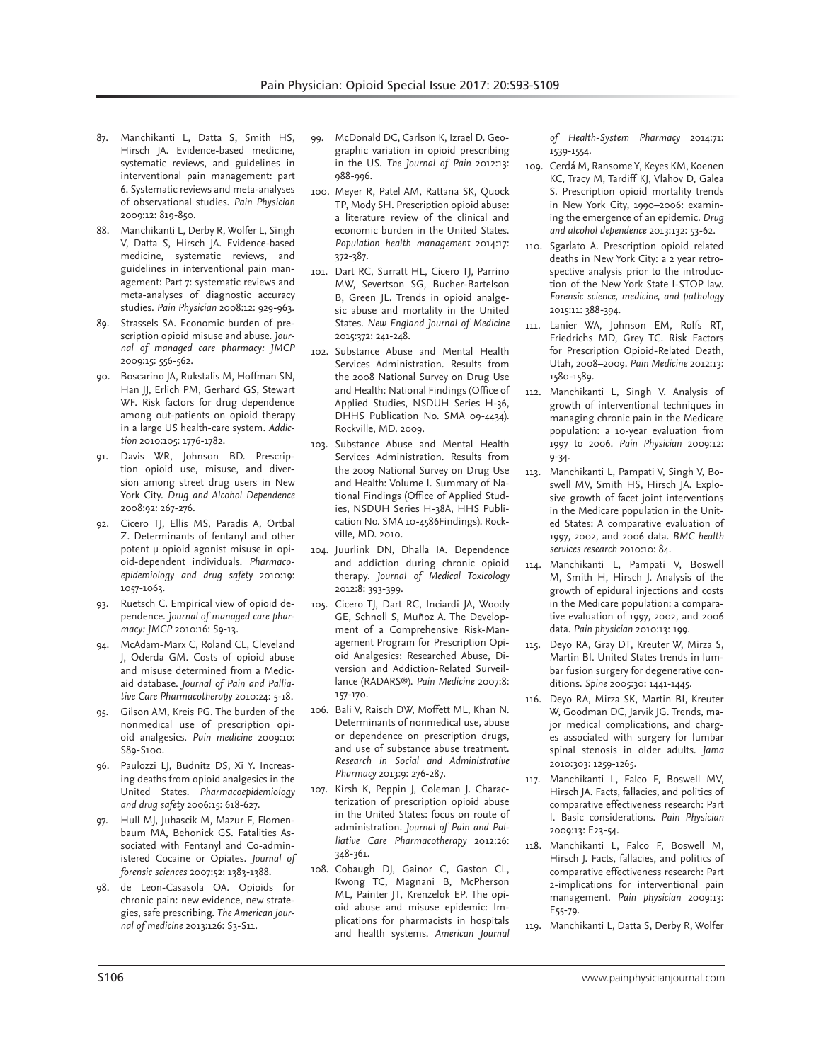87. Manchikanti L, Datta S, Smith HS, Hirsch JA. Evidence-based medicine, systematic reviews, and guidelines in interventional pain management: part 6. Systematic reviews and meta-analyses of observational studies. *Pain Physician* 2009:12: 819-850.
88. Manchikanti L, Derby R, Wolfer L, Singh V, Datta S, Hirsch JA. Evidence-based medicine, systematic reviews, and guidelines in interventional pain management: Part 7: systematic reviews and meta-analyses of diagnostic accuracy studies. *Pain Physician* 2008:12: 929-963.
89. Strassels SA. Economic burden of prescription opioid misuse and abuse. *Journal of managed care pharmacy: JMCP* 2009:15: 556-562.
90. Boscarino JA, Rukstalis M, Hoffman SN, Han JJ, Erlich PM, Gerhard GS, Stewart WF. Risk factors for drug dependence among out-patients on opioid therapy in a large US health-care system. *Addiction* 2010:105: 1776-1782.
91. Davis WR, Johnson BD. Prescription opioid use, misuse, and diversion among street drug users in New York City. *Drug and Alcohol Dependence* 2008:92: 267-276.
92. Cicero TJ, Ellis MS, Paradis A, Ortbal Z. Determinants of fentanyl and other potent μ opioid agonist misuse in opioid-dependent individuals. *Pharmacoepidemiology and drug safety* 2010:19: 1057-1063.
93. Ruetsch C. Empirical view of opioid dependence. *Journal of managed care pharmacy: JMCP* 2010:16: S9-13.
94. McAdam-Marx C, Roland CL, Cleveland J, Oderda GM. Costs of opioid abuse and misuse determined from a Medicaid database. *Journal of Pain and Palliative Care Pharmacotherapy* 2010:24: 5-18.
95. Gilson AM, Kreis PG. The burden of the nonmedical use of prescription opioid analgesics. *Pain medicine* 2009:10: S89-S100.
96. Paulozzi LJ, Budnitz DS, Xi Y. Increasing deaths from opioid analgesics in the United States. *Pharmacoepidemiology and drug safety* 2006:15: 618-627.
97. Hull MJ, Juhascik M, Mazur F, Flomenbaum MA, Behonick GS. Fatalities Associated with Fentanyl and Co-administered Cocaine or Opiates. *Journal of forensic sciences* 2007:52: 1383-1388.
98. de Leon-Casasola OA. Opioids for chronic pain: new evidence, new strategies, safe prescribing. *The American journal of medicine* 2013:126: S3-S11.
99. McDonald DC, Carlson K, Izrael D. Geographic variation in opioid prescribing in the US. *The Journal of Pain* 2012:13: 988-996.
100. Meyer R, Patel AM, Rattana SK, Quock TP, Mody SH. Prescription opioid abuse: a literature review of the clinical and economic burden in the United States. *Population health management* 2014:17: 372-387.
101. Dart RC, Surratt HL, Cicero TJ, Parrino MW, Severtson SG, Bucher-Bartelson B, Green JL. Trends in opioid analgesic abuse and mortality in the United States. *New England Journal of Medicine* 2015:372: 241-248.
102. Substance Abuse and Mental Health Services Administration. Results from the 2008 National Survey on Drug Use and Health: National Findings (Office of Applied Studies, NSDUH Series H-36, DHHS Publication No. SMA 09-4434). Rockville, MD. 2009.
103. Substance Abuse and Mental Health Services Administration. Results from the 2009 National Survey on Drug Use and Health: Volume I. Summary of National Findings (Office of Applied Studies, NSDUH Series H-38A, HHS Publication No. SMA 10-4586Findings). Rockville, MD. 2010.
104. Juurlink DN, Dhalla IA. Dependence and addiction during chronic opioid therapy. *Journal of Medical Toxicology* 2012:8: 393-399.
105. Cicero TJ, Dart RC, Inciardi JA, Woody GE, Schnoll S, Muñoz A. The Development of a Comprehensive Risk-Management Program for Prescription Opioid Analgesics: Researched Abuse, Diversion and Addiction-Related Surveillance (RADARS®). *Pain Medicine* 2007:8: 157-170.
106. Bali V, Raisch DW, Moffett ML, Khan N. Determinants of nonmedical use, abuse or dependence on prescription drugs, and use of substance abuse treatment. *Research in Social and Administrative Pharmacy* 2013:9: 276-287.
107. Kirsh K, Peppin J, Coleman J. Characterization of prescription opioid abuse in the United States: focus on route of administration. *Journal of Pain and Palliative Care Pharmacotherapy* 2012:26: 348-361.
108. Cobaugh DJ, Gainor C, Gaston CL, Kwong TC, Magnani B, McPherson ML, Painter JT, Krenzelok EP. The opioid abuse and misuse epidemic: Implications for pharmacists in hospitals and health systems. *American Journal of Health-System Pharmacy* 2014:71: 1539-1554.
109. Cerdá M, Ransome Y, Keyes KM, Koenen KC, Tracy M, Tardiff KJ, Vlahov D, Galea S. Prescription opioid mortality trends in New York City, 1990–2006: examining the emergence of an epidemic. *Drug and alcohol dependence* 2013:132: 53-62.
110. Sgarlato A. Prescription opioid related deaths in New York City: a 2 year retrospective analysis prior to the introduction of the New York State I-STOP law. *Forensic science, medicine, and pathology* 2015:11: 388-394.
111. Lanier WA, Johnson EM, Rolfs RT, Friedrichs MD, Grey TC. Risk Factors for Prescription Opioid-Related Death, Utah, 2008–2009. *Pain Medicine* 2012:13: 1580-1589.
112. Manchikanti L, Singh V. Analysis of growth of interventional techniques in managing chronic pain in the Medicare population: a 10-year evaluation from 1997 to 2006. *Pain Physician* 2009:12: 9-34.
113. Manchikanti L, Pampati V, Singh V, Boswell MV, Smith HS, Hirsch JA. Explosive growth of facet joint interventions in the Medicare population in the United States: A comparative evaluation of 1997, 2002, and 2006 data. *BMC health services research* 2010:10: 84.
114. Manchikanti L, Pampati V, Boswell M, Smith H, Hirsch J. Analysis of the growth of epidural injections and costs in the Medicare population: a comparative evaluation of 1997, 2002, and 2006 data. *Pain physician* 2010:13: 199.
115. Deyo RA, Gray DT, Kreuter W, Mirza S, Martin BI. United States trends in lumbar fusion surgery for degenerative conditions. *Spine* 2005:30: 1441-1445.
116. Deyo RA, Mirza SK, Martin BI, Kreuter W, Goodman DC, Jarvik JG. Trends, major medical complications, and charges associated with surgery for lumbar spinal stenosis in older adults. *Jama* 2010:303: 1259-1265.
117. Manchikanti L, Falco F, Boswell MV, Hirsch JA. Facts, fallacies, and politics of comparative effectiveness research: Part I. Basic considerations. *Pain Physician* 2009:13: E23-54.
118. Manchikanti L, Falco F, Boswell M, Hirsch J. Facts, fallacies, and politics of comparative effectiveness research: Part 2-implications for interventional pain management. *Pain physician* 2009:13: E55-79.
119. Manchikanti L, Datta S, Derby R, Wolfer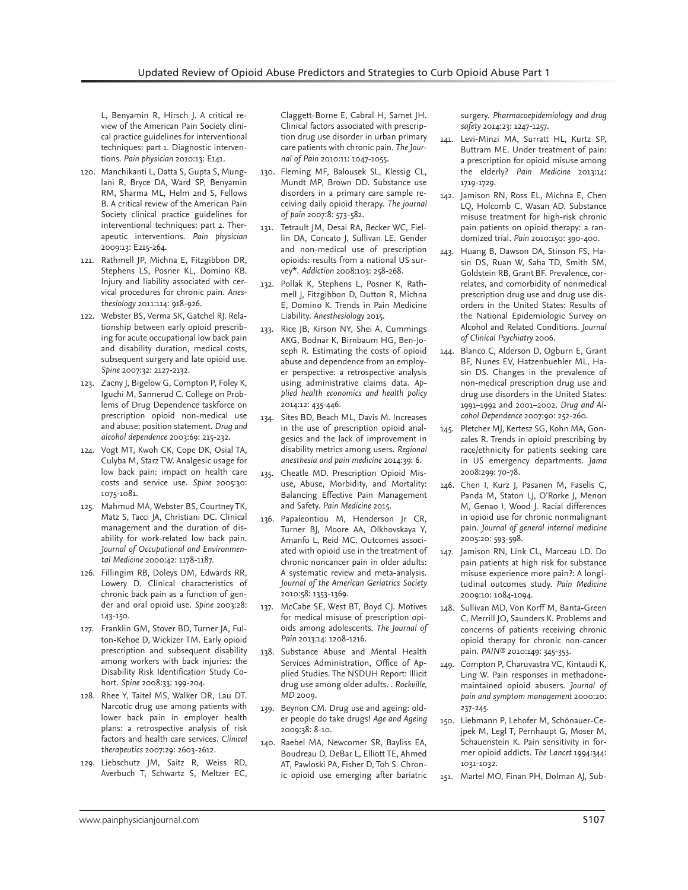L, Benyamin R, Hirsch J. A critical review of the American Pain Society clinical practice guidelines for interventional techniques: part 1. Diagnostic interventions. *Pain physician* 2010:13: E141.

120. Manchikanti L, Datta S, Gupta S, Munglani R, Bryce DA, Ward SP, Benyamin RM, Sharma ML, Helm 2nd S, Fellows B. A critical review of the American Pain Society clinical practice guidelines for interventional techniques: part 2. Therapeutic interventions. *Pain physician* 2009:13: E215-264.
121. Rathmell JP, Michna E, Fitzgibbon DR, Stephens LS, Posner KL, Domino KB. Injury and liability associated with cervical procedures for chronic pain. *Anesthesiology* 2011:114: 918-926.
122. Webster BS, Verma SK, Gatchel RJ. Relationship between early opioid prescribing for acute occupational low back pain and disability duration, medical costs, subsequent surgery and late opioid use. *Spine* 2007:32: 2127-2132.
123. Zacny J, Bigelow G, Compton P, Foley K, Iguchi M, Sannerud C. College on Problems of Drug Dependence taskforce on prescription opioid non-medical use and abuse: position statement. *Drug and alcohol dependence* 2003:69: 215-232.
124. Vogt MT, Kwoh CK, Cope DK, Osial TA, Culyba M, Starz TW. Analgesic usage for low back pain: impact on health care costs and service use. *Spine* 2005:30: 1075-1081.
125. Mahmud MA, Webster BS, Courtney TK, Matz S, Tacci JA, Christiani DC. Clinical management and the duration of disability for work-related low back pain. *Journal of Occupational and Environmental Medicine* 2000:42: 1178-1187.
126. Fillingim RB, Doleys DM, Edwards RR, Lowery D. Clinical characteristics of chronic back pain as a function of gender and oral opioid use. *Spine* 2003:28: 143-150.
127. Franklin GM, Stover BD, Turner JA, Fulton-Kehoe D, Wickizer TM. Early opioid prescription and subsequent disability among workers with back injuries: the Disability Risk Identification Study Cohort. *Spine* 2008:33: 199-204.
128. Rhee Y, Taitel MS, Walker DR, Lau DT. Narcotic drug use among patients with lower back pain in employer health plans: a retrospective analysis of risk factors and health care services. *Clinical therapeutics* 2007:29: 2603-2612.
129. Liebschutz JM, Saitz R, Weiss RD, Averbuch T, Schwartz S, Meltzer EC, Claggett-Borne E, Cabral H, Samet JH. Clinical factors associated with prescription drug use disorder in urban primary care patients with chronic pain. *The Journal of Pain* 2010:11: 1047-1055.
130. Fleming MF, Balousek SL, Klessig CL, Mundt MP, Brown DD. Substance use disorders in a primary care sample receiving daily opioid therapy. *The journal of pain* 2007:8: 573-582.
131. Tetrault JM, Desai RA, Becker WC, Fiellin DA, Concato J, Sullivan LE. Gender and non-medical use of prescription opioids: results from a national US survey*. *Addiction* 2008:103: 258-268.
132. Pollak K, Stephens L, Posner K, Rathmell J, Fitzgibbon D, Dutton R, Michna E, Domino K. Trends in Pain Medicine Liability. *Anesthesiology* 2015.
133. Rice JB, Kirson NY, Shei A, Cummings AKG, Bodnar K, Birnbaum HG, Ben-Joseph R. Estimating the costs of opioid abuse and dependence from an employer perspective: a retrospective analysis using administrative claims data. *Applied health economics and health policy* 2014:12: 435-446.
134. Sites BD, Beach ML, Davis M. Increases in the use of prescription opioid analgesics and the lack of improvement in disability metrics among users. *Regional anesthesia and pain medicine* 2014:39: 6.
135. Cheatle MD. Prescription Opioid Misuse, Abuse, Morbidity, and Mortality: Balancing Effective Pain Management and Safety. *Pain Medicine* 2015.
136. Papaleontiou M, Henderson Jr CR, Turner BJ, Moore AA, Olkhovskaya Y, Amanfo L, Reid MC. Outcomes associated with opioid use in the treatment of chronic noncancer pain in older adults: A systematic review and meta-analysis. *Journal of the American Geriatrics Society* 2010:58: 1353-1369.
137. McCabe SE, West BT, Boyd CJ. Motives for medical misuse of prescription opioids among adolescents. *The Journal of Pain* 2013:14: 1208-1216.
138. Substance Abuse and Mental Health Services Administration, Office of Applied Studies. The NSDUH Report: Illicit drug use among older adults. . *Rockville, MD* 2009.
139. Beynon CM. Drug use and ageing: older people do take drugs! *Age and Ageing* 2009:38: 8-10.
140. Raebel MA, Newcomer SR, Bayliss EA, Boudreau D, DeBar L, Elliott TE, Ahmed AT, Pawloski PA, Fisher D, Toh S. Chronic opioid use emerging after bariatric surgery. *Pharmacoepidemiology and drug safety* 2014:23: 1247-1257.
141. Levi-Minzi MA, Surratt HL, Kurtz SP, Buttram ME. Under treatment of pain: a prescription for opioid misuse among the elderly? *Pain Medicine* 2013:14: 1719-1729.
142. Jamison RN, Ross EL, Michna E, Chen LQ, Holcomb C, Wasan AD. Substance misuse treatment for high-risk chronic pain patients on opioid therapy: a randomized trial. *Pain* 2010:150: 390-400.
143. Huang B, Dawson DA, Stinson FS, Hasin DS, Ruan W, Saha TD, Smith SM, Goldstein RB, Grant BF. Prevalence, correlates, and comorbidity of nonmedical prescription drug use and drug use disorders in the United States: Results of the National Epidemiologic Survey on Alcohol and Related Conditions. *Journal of Clinical Psychiatry* 2006.
144. Blanco C, Alderson D, Ogburn E, Grant BF, Nunes EV, Hatzenbuehler ML, Hasin DS. Changes in the prevalence of non-medical prescription drug use and drug use disorders in the United States: 1991–1992 and 2001–2002. *Drug and Alcohol Dependence* 2007:90: 252-260.
145. Pletcher MJ, Kertesz SG, Kohn MA, Gonzales R. Trends in opioid prescribing by race/ethnicity for patients seeking care in US emergency departments. *Jama* 2008:299: 70-78.
146. Chen I, Kurz J, Pasanen M, Faselis C, Panda M, Staton LJ, O'Rorke J, Menon M, Genao I, Wood J. Racial differences in opioid use for chronic nonmalignant pain. *Journal of general internal medicine* 2005:20: 593-598.
147. Jamison RN, Link CL, Marceau LD. Do pain patients at high risk for substance misuse experience more pain?: A longitudinal outcomes study. *Pain Medicine* 2009:10: 1084-1094.
148. Sullivan MD, Von Korff M, Banta-Green C, Merrill JO, Saunders K. Problems and concerns of patients receiving chronic opioid therapy for chronic non-cancer pain. *PAIN®* 2010:149: 345-353.
149. Compton P, Charuvastra VC, Kintaudi K, Ling W. Pain responses in methadone-maintained opioid abusers. *Journal of pain and symptom management* 2000:20: 237-245.
150. Liebmann P, Lehofer M, Schönauer-Cejpek M, Legl T, Pernhaupt G, Moser M, Schauenstein K. Pain sensitivity in former opioid addicts. *The Lancet* 1994:344: 1031-1032.
151. Martel MO, Finan PH, Dolman AJ, Sub-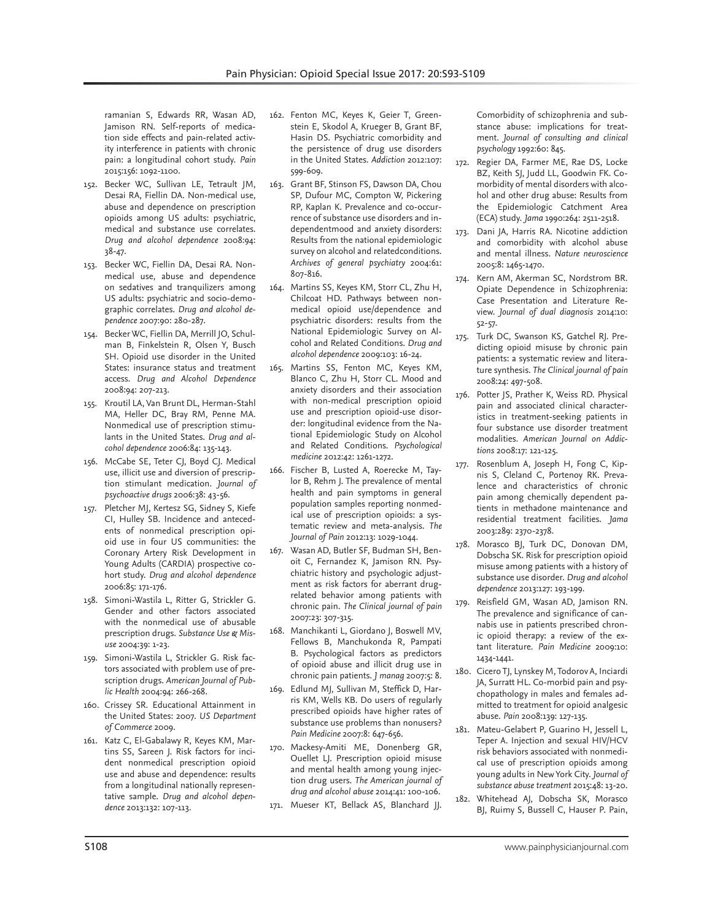ramanian S, Edwards RR, Wasan AD, Jamison RN. Self-reports of medication side effects and pain-related activity interference in patients with chronic pain: a longitudinal cohort study. *Pain* 2015:156: 1092-1100.

152. Becker WC, Sullivan LE, Tetrault JM, Desai RA, Fiellin DA. Non-medical use, abuse and dependence on prescription opioids among US adults: psychiatric, medical and substance use correlates. *Drug and alcohol dependence* 2008:94: 38-47.
153. Becker WC, Fiellin DA, Desai RA. Non-medical use, abuse and dependence on sedatives and tranquilizers among US adults: psychiatric and socio-demographic correlates. *Drug and alcohol dependence* 2007:90: 280-287.
154. Becker WC, Fiellin DA, Merrill JO, Schulman B, Finkelstein R, Olsen Y, Busch SH. Opioid use disorder in the United States: insurance status and treatment access. *Drug and Alcohol Dependence* 2008:94: 207-213.
155. Kroutil LA, Van Brunt DL, Herman-Stahl MA, Heller DC, Bray RM, Penne MA. Nonmedical use of prescription stimulants in the United States. *Drug and alcohol dependence* 2006:84: 135-143.
156. McCabe SE, Teter CJ, Boyd CJ. Medical use, illicit use and diversion of prescription stimulant medication. *Journal of psychoactive drugs* 2006:38: 43-56.
157. Pletcher MJ, Kertesz SG, Sidney S, Kiefe CI, Hulley SB. Incidence and antecedents of nonmedical prescription opioid use in four US communities: the Coronary Artery Risk Development in Young Adults (CARDIA) prospective cohort study. *Drug and alcohol dependence* 2006:85: 171-176.
158. Simoni-Wastila L, Ritter G, Strickler G. Gender and other factors associated with the nonmedical use of abusable prescription drugs. *Substance Use & Misuse* 2004:39: 1-23.
159. Simoni-Wastila L, Strickler G. Risk factors associated with problem use of prescription drugs. *American Journal of Public Health* 2004:94: 266-268.
160. Crissey SR. Educational Attainment in the United States: 2007. *US Department of Commerce* 2009.
161. Katz C, El-Gabalawy R, Keyes KM, Martins SS, Sareen J. Risk factors for incident nonmedical prescription opioid use and abuse and dependence: results from a longitudinal nationally representative sample. *Drug and alcohol dependence* 2013:132: 107-113.
162. Fenton MC, Keyes K, Geier T, Greenstein E, Skodol A, Krueger B, Grant BF, Hasin DS. Psychiatric comorbidity and the persistence of drug use disorders in the United States. *Addiction* 2012:107: 599-609.
163. Grant BF, Stinson FS, Dawson DA, Chou SP, Dufour MC, Compton W, Pickering RP, Kaplan K. Prevalence and co-occurrence of substance use disorders and independentmood and anxiety disorders: Results from the national epidemiologic survey on alcohol and relatedconditions. *Archives of general psychiatry* 2004:61: 807-816.
164. Martins SS, Keyes KM, Storr CL, Zhu H, Chilcoat HD. Pathways between nonmedical opioid use/dependence and psychiatric disorders: results from the National Epidemiologic Survey on Alcohol and Related Conditions. *Drug and alcohol dependence* 2009:103: 16-24.
165. Martins SS, Fenton MC, Keyes KM, Blanco C, Zhu H, Storr CL. Mood and anxiety disorders and their association with non-medical prescription opioid use and prescription opioid-use disorder: longitudinal evidence from the National Epidemiologic Study on Alcohol and Related Conditions. *Psychological medicine* 2012:42: 1261-1272.
166. Fischer B, Lusted A, Roerecke M, Taylor B, Rehm J. The prevalence of mental health and pain symptoms in general population samples reporting nonmedical use of prescription opioids: a systematic review and meta-analysis. *The Journal of Pain* 2012:13: 1029-1044.
167. Wasan AD, Butler SF, Budman SH, Benoit C, Fernandez K, Jamison RN. Psychiatric history and psychologic adjustment as risk factors for aberrant drug-related behavior among patients with chronic pain. *The Clinical journal of pain* 2007:23: 307-315.
168. Manchikanti L, Giordano J, Boswell MV, Fellows B, Manchukonda R, Pampati B. Psychological factors as predictors of opioid abuse and illicit drug use in chronic pain patients. *J manag* 2007:5: 8.
169. Edlund MJ, Sullivan M, Steffick D, Harris KM, Wells KB. Do users of regularly prescribed opioids have higher rates of substance use problems than nonusers? *Pain Medicine* 2007:8: 647-656.
170. Mackesy-Amiti ME, Donenberg GR, Ouellet LJ. Prescription opioid misuse and mental health among young injection drug users. *The American journal of drug and alcohol abuse* 2014:41: 100-106.
171. Mueser KT, Bellack AS, Blanchard JJ. Comorbidity of schizophrenia and substance abuse: implications for treatment. *Journal of consulting and clinical psychology* 1992:60: 845.
172. Regier DA, Farmer ME, Rae DS, Locke BZ, Keith SJ, Judd LL, Goodwin FK. Comorbidity of mental disorders with alcohol and other drug abuse: Results from the Epidemiologic Catchment Area (ECA) study. *Jama* 1990:264: 2511-2518.
173. Dani JA, Harris RA. Nicotine addiction and comorbidity with alcohol abuse and mental illness. *Nature neuroscience* 2005:8: 1465-1470.
174. Kern AM, Akerman SC, Nordstrom BR. Opiate Dependence in Schizophrenia: Case Presentation and Literature Review. *Journal of dual diagnosis* 2014:10: 52-57.
175. Turk DC, Swanson KS, Gatchel RJ. Predicting opioid misuse by chronic pain patients: a systematic review and literature synthesis. *The Clinical journal of pain* 2008:24: 497-508.
176. Potter JS, Prather K, Weiss RD. Physical pain and associated clinical characteristics in treatment-seeking patients in four substance use disorder treatment modalities. *American Journal on Addictions* 2008:17: 121-125.
177. Rosenblum A, Joseph H, Fong C, Kipnis S, Cleland C, Portenoy RK. Prevalence and characteristics of chronic pain among chemically dependent patients in methadone maintenance and residential treatment facilities. *Jama* 2003:289: 2370-2378.
178. Morasco BJ, Turk DC, Donovan DM, Dobscha SK. Risk for prescription opioid misuse among patients with a history of substance use disorder. *Drug and alcohol dependence* 2013:127: 193-199.
179. Reisfield GM, Wasan AD, Jamison RN. The prevalence and significance of cannabis use in patients prescribed chronic opioid therapy: a review of the extant literature. *Pain Medicine* 2009:10: 1434-1441.
180. Cicero TJ, Lynskey M, Todorov A, Inciardi JA, Surratt HL. Co-morbid pain and psychopathology in males and females admitted to treatment for opioid analgesic abuse. *Pain* 2008:139: 127-135.
181. Mateu-Gelabert P, Guarino H, Jessell L, Teper A. Injection and sexual HIV/HCV risk behaviors associated with nonmedical use of prescription opioids among young adults in New York City. *Journal of substance abuse treatment* 2015:48: 13-20.
182. Whitehead AJ, Dobscha SK, Morasco BJ, Ruimy S, Bussell C, Hauser P. Pain,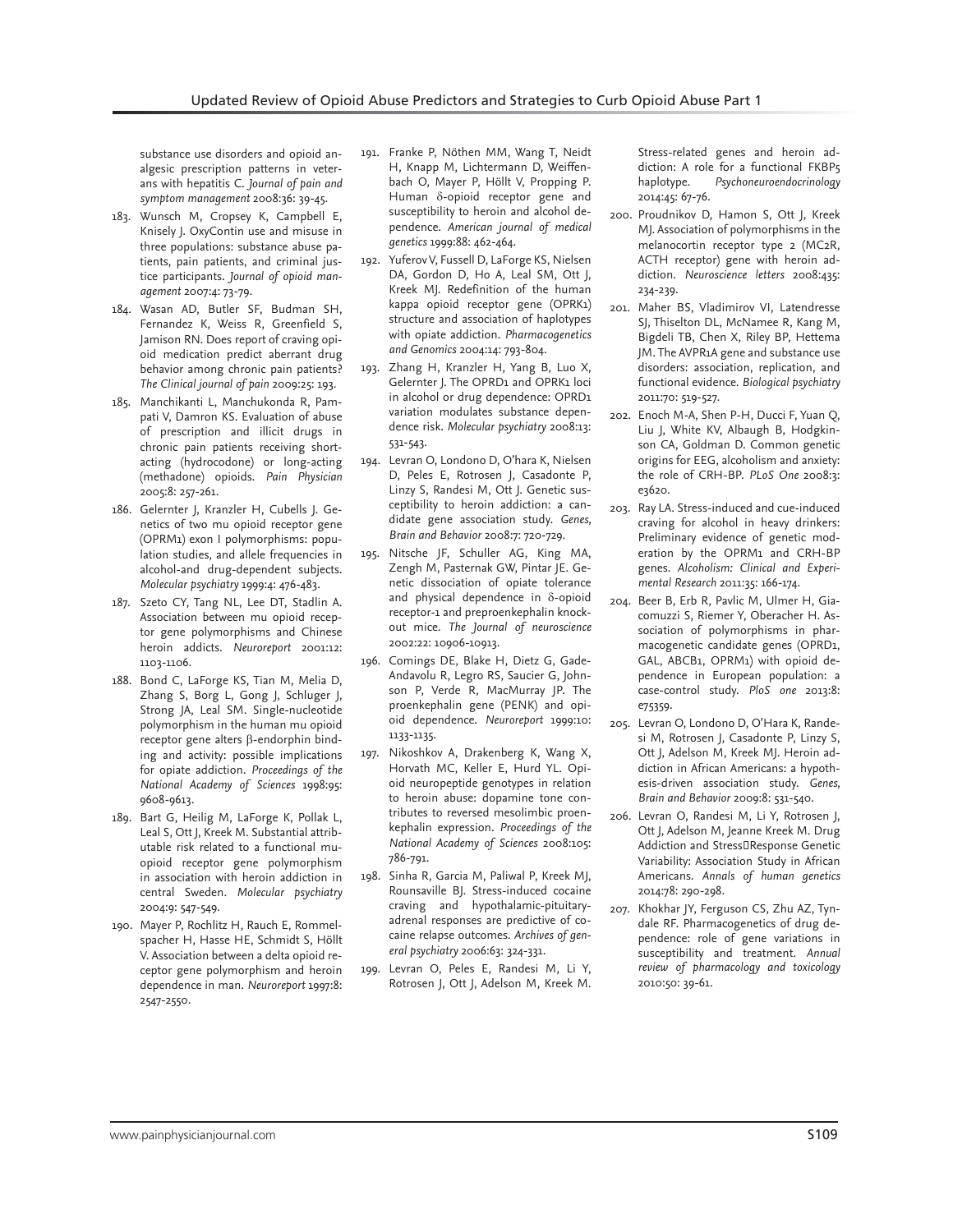substance use disorders and opioid analgesic prescription patterns in veterans with hepatitis C. *Journal of pain and symptom management* 2008:36: 39-45.

183. Wunsch M, Cropsey K, Campbell E, Knisely J. OxyContin use and misuse in three populations: substance abuse patients, pain patients, and criminal justice participants. *Journal of opioid management* 2007:4: 73-79.
184. Wasan AD, Butler SF, Budman SH, Fernandez K, Weiss R, Greenfield S, Jamison RN. Does report of craving opioid medication predict aberrant drug behavior among chronic pain patients? *The Clinical journal of pain* 2009:25: 193.
185. Manchikanti L, Manchukonda R, Pampati V, Damron KS. Evaluation of abuse of prescription and illicit drugs in chronic pain patients receiving short-acting (hydrocodone) or long-acting (methadone) opioids. *Pain Physician* 2005:8: 257-261.
186. Gelernter J, Kranzler H, Cubells J. Genetics of two mu opioid receptor gene (OPRM1) exon I polymorphisms: population studies, and allele frequencies in alcohol-and drug-dependent subjects. *Molecular psychiatry* 1999:4: 476-483.
187. Szeto CY, Tang NL, Lee DT, Stadlin A. Association between mu opioid receptor gene polymorphisms and Chinese heroin addicts. *Neuroreport* 2001:12: 1103-1106.
188. Bond C, LaForge KS, Tian M, Melia D, Zhang S, Borg L, Gong J, Schluger J, Strong JA, Leal SM. Single-nucleotide polymorphism in the human mu opioid receptor gene alters β-endorphin binding and activity: possible implications for opiate addiction. *Proceedings of the National Academy of Sciences* 1998:95: 9608-9613.
189. Bart G, Heilig M, LaForge K, Pollak L, Leal S, Ott J, Kreek M. Substantial attributable risk related to a functional mu-opioid receptor gene polymorphism in association with heroin addiction in central Sweden. *Molecular psychiatry* 2004:9: 547-549.
190. Mayer P, Rochlitz H, Rauch E, Rommelspacher H, Hasse HE, Schmidt S, Höllt V. Association between a delta opioid receptor gene polymorphism and heroin dependence in man. *Neuroreport* 1997:8: 2547-2550.
191. Franke P, Nöthen MM, Wang T, Neidt H, Knapp M, Lichtermann D, Weiffenbach O, Mayer P, Höllt V, Propping P. Human δ-opioid receptor gene and susceptibility to heroin and alcohol dependence. *American journal of medical genetics* 1999:88: 462-464.
192. Yuferov V, Fussell D, LaForge KS, Nielsen DA, Gordon D, Ho A, Leal SM, Ott J, Kreek MJ. Redefinition of the human kappa opioid receptor gene (OPRK1) structure and association of haplotypes with opiate addiction. *Pharmacogenetics and Genomics* 2004:14: 793-804.
193. Zhang H, Kranzler H, Yang B, Luo X, Gelernter J. The OPRD1 and OPRK1 loci in alcohol or drug dependence: OPRD1 variation modulates substance dependence risk. *Molecular psychiatry* 2008:13: 531-543.
194. Levran O, Londono D, O'hara K, Nielsen D, Peles E, Rotrosen J, Casadonte P, Linzy S, Randesi M, Ott J. Genetic susceptibility to heroin addiction: a candidate gene association study. *Genes, Brain and Behavior* 2008:7: 720-729.
195. Nitsche JF, Schuller AG, King MA, Zengh M, Pasternak GW, Pintar JE. Genetic dissociation of opiate tolerance and physical dependence in δ-opioid receptor-1 and preproenkephalin knockout mice. *The Journal of neuroscience* 2002:22: 10906-10913.
196. Comings DE, Blake H, Dietz G, Gade-Andavolu R, Legro RS, Saucier G, Johnson P, Verde R, MacMurray JP. The proenkephalin gene (PENK) and opioid dependence. *Neuroreport* 1999:10: 1133-1135.
197. Nikoshkov A, Drakenberg K, Wang X, Horvath MC, Keller E, Hurd YL. Opioid neuropeptide genotypes in relation to heroin abuse: dopamine tone contributes to reversed mesolimbic proenkephalin expression. *Proceedings of the National Academy of Sciences* 2008:105: 786-791.
198. Sinha R, Garcia M, Paliwal P, Kreek MJ, Rounsaville BJ. Stress-induced cocaine craving and hypothalamic-pituitary-adrenal responses are predictive of cocaine relapse outcomes. *Archives of general psychiatry* 2006:63: 324-331.
199. Levran O, Peles E, Randesi M, Li Y, Rotrosen J, Ott J, Adelson M, Kreek M. Stress-related genes and heroin addiction: A role for a functional FKBP5 haplotype. *Psychoneuroendocrinology* 2014:45: 67-76.
200. Proudnikov D, Hamon S, Ott J, Kreek MJ. Association of polymorphisms in the melanocortin receptor type 2 (MC2R, ACTH receptor) gene with heroin addiction. *Neuroscience letters* 2008:435: 234-239.
201. Maher BS, Vladimirov VI, Latendresse SJ, Thiselton DL, McNamee R, Kang M, Bigdeli TB, Chen X, Riley BP, Hettema JM. The AVPR1A gene and substance use disorders: association, replication, and functional evidence. *Biological psychiatry* 2011:70: 519-527.
202. Enoch M-A, Shen P-H, Ducci F, Yuan Q, Liu J, White KV, Albaugh B, Hodgkinson CA, Goldman D. Common genetic origins for EEG, alcoholism and anxiety: the role of CRH-BP. *PLoS One* 2008:3: e3620.
203. Ray LA. Stress-induced and cue-induced craving for alcohol in heavy drinkers: Preliminary evidence of genetic moderation by the OPRM1 and CRH-BP genes. *Alcoholism: Clinical and Experimental Research* 2011:35: 166-174.
204. Beer B, Erb R, Pavlic M, Ulmer H, Giacomuzzi S, Riemer Y, Oberacher H. Association of polymorphisms in pharmacogenetic candidate genes (OPRD1, GAL, ABCB1, OPRM1) with opioid dependence in European population: a case-control study. *PloS one* 2013:8: e75359.
205. Levran O, Londono D, O'Hara K, Randesi M, Rotrosen J, Casadonte P, Linzy S, Ott J, Adelson M, Kreek MJ. Heroin addiction in African Americans: a hypothesis-driven association study. *Genes, Brain and Behavior* 2009:8: 531-540.
206. Levran O, Randesi M, Li Y, Rotrosen J, Ott J, Adelson M, Jeanne Kreek M. Drug Addiction and Stress􏰀Response Genetic Variability: Association Study in African Americans. *Annals of human genetics* 2014:78: 290-298.
207. Khokhar JY, Ferguson CS, Zhu AZ, Tyndale RF. Pharmacogenetics of drug dependence: role of gene variations in susceptibility and treatment. *Annual review of pharmacology and toxicology* 2010:50: 39-61.